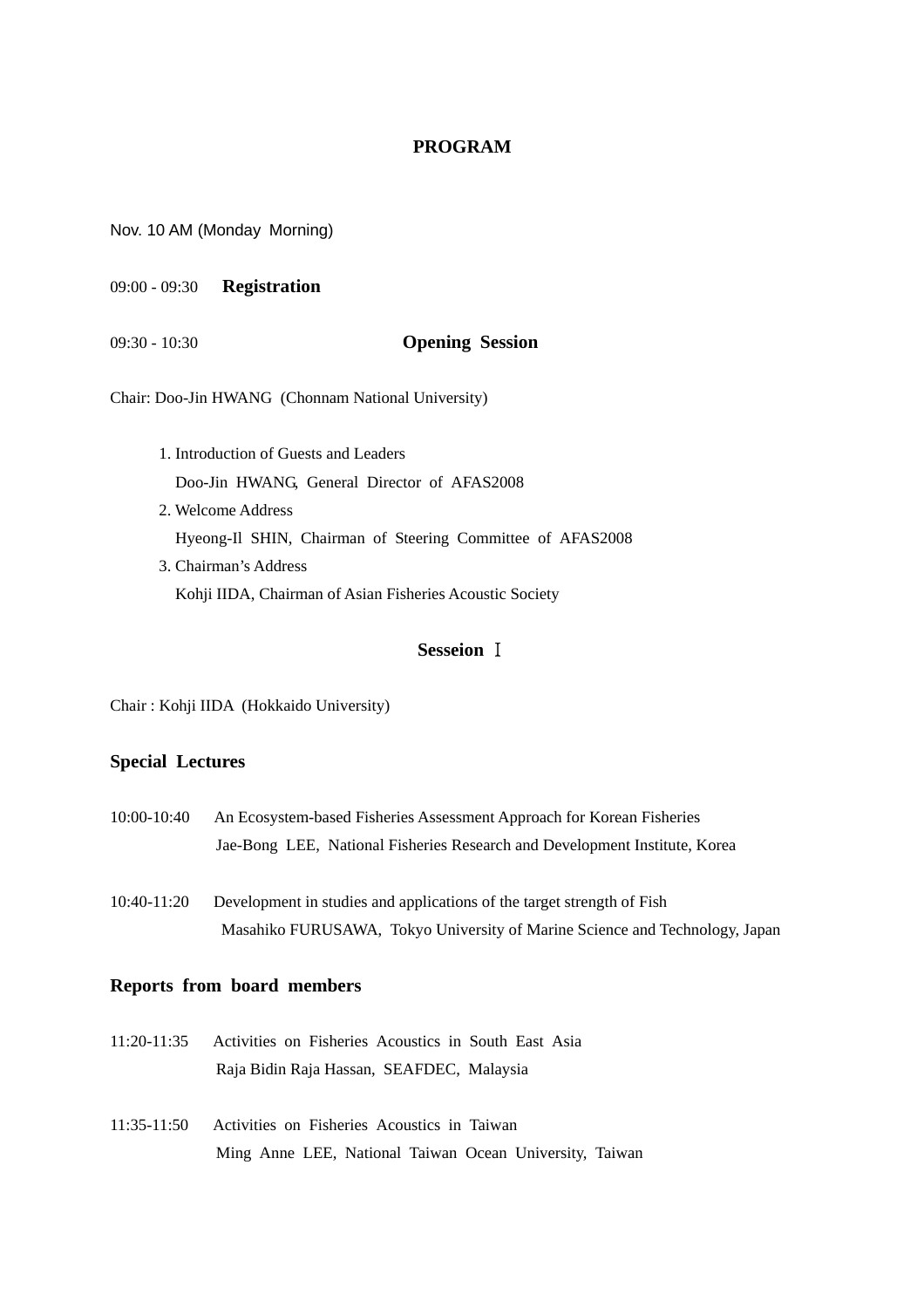# PROGRAM

Nov. 10 AM (Monday Morning)

09:00 - 09:30 **Registration**

09:30 - 10:30 **Opening Session**

Chair: Doo-Jin HWANG (Chonnam National University)

1. Introduction of Guests and Leaders
   Doo-Jin HWANG, General Director of AFAS2008
2. Welcome Address
   Hyeong-Il SHIN, Chairman of Steering Committee of AFAS2008
3. Chairman's Address
   Kohji IIDA, Chairman of Asian Fisheries Acoustic Society

## Sesseion Ⅰ

Chair : Kohji IIDA (Hokkaido University)

### Special Lectures

10:00-10:40 An Ecosystem-based Fisheries Assessment Approach for Korean Fisheries
Jae-Bong LEE, National Fisheries Research and Development Institute, Korea

10:40-11:20 Development in studies and applications of the target strength of Fish
Masahiko FURUSAWA, Tokyo University of Marine Science and Technology, Japan

### Reports from board members

11:20-11:35 Activities on Fisheries Acoustics in South East Asia
Raja Bidin Raja Hassan, SEAFDEC, Malaysia

11:35-11:50 Activities on Fisheries Acoustics in Taiwan
Ming Anne LEE, National Taiwan Ocean University, Taiwan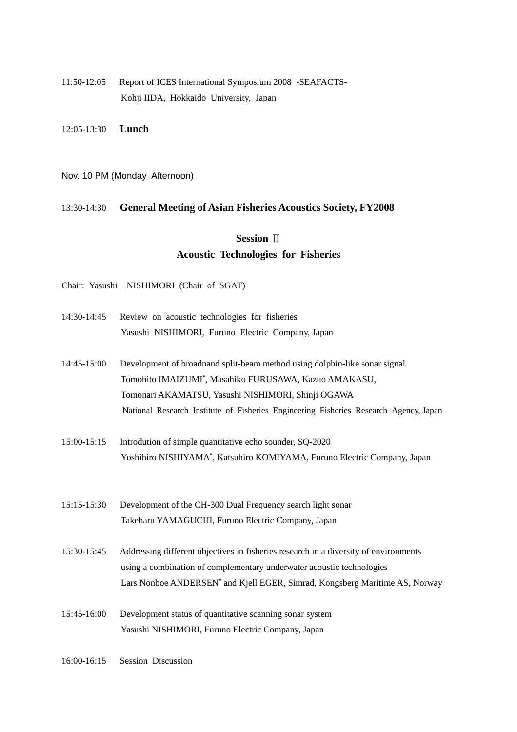11:50-12:05 Report of ICES International Symposium 2008 -SEAFACTS-
Kohji IIDA, Hokkaido University, Japan

12:05-13:30 **Lunch**

Nov. 10 PM (Monday Afternoon)

13:30-14:30 **General Meeting of Asian Fisheries Acoustics Society, FY2008**

## Session Ⅱ
## Acoustic Technologies for Fisheries

Chair: Yasushi NISHIMORI (Chair of SGAT)

14:30-14:45 Review on acoustic technologies for fisheries
Yasushi NISHIMORI, Furuno Electric Company, Japan

14:45-15:00 Development of broadnand split-beam method using dolphin-like sonar signal
Tomohito IMAIZUMI*, Masahiko FURUSAWA, Kazuo AMAKASU,
Tomonari AKAMATSU, Yasushi NISHIMORI, Shinji OGAWA
National Research Institute of Fisheries Engineering Fisheries Research Agency, Japan

15:00-15:15 Introdution of simple quantitative echo sounder, SQ-2020
Yoshihiro NISHIYAMA*, Katsuhiro KOMIYAMA, Furuno Electric Company, Japan

15:15-15:30 Development of the CH-300 Dual Frequency search light sonar
Takeharu YAMAGUCHI, Furuno Electric Company, Japan

15:30-15:45 Addressing different objectives in fisheries research in a diversity of environments using a combination of complementary underwater acoustic technologies
Lars Nonboe ANDERSEN* and Kjell EGER, Simrad, Kongsberg Maritime AS, Norway

15:45-16:00 Development status of quantitative scanning sonar system
Yasushi NISHIMORI, Furuno Electric Company, Japan

16:00-16:15 Session Discussion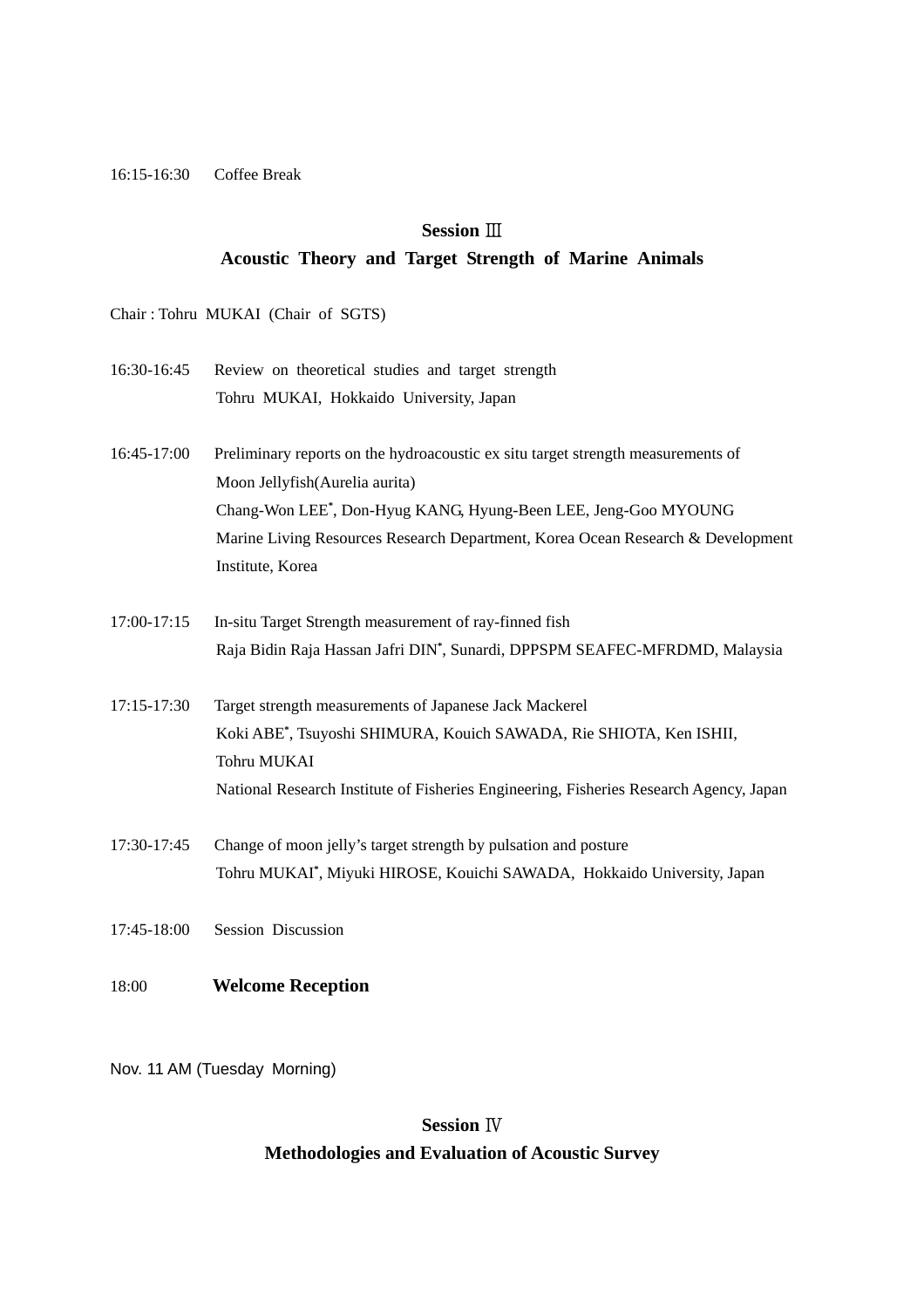16:15-16:30 Coffee Break

## Session Ⅲ
## Acoustic Theory and Target Strength of Marine Animals

Chair : Tohru MUKAI (Chair of SGTS)

16:30-16:45 Review on theoretical studies and target strength
Tohru MUKAI, Hokkaido University, Japan

16:45-17:00 Preliminary reports on the hydroacoustic ex situ target strength measurements of Moon Jellyfish(Aurelia aurita)
Chang-Won LEE*, Don-Hyug KANG, Hyung-Been LEE, Jeng-Goo MYOUNG
Marine Living Resources Research Department, Korea Ocean Research & Development Institute, Korea

17:00-17:15 In-situ Target Strength measurement of ray-finned fish
Raja Bidin Raja Hassan Jafri DIN*, Sunardi, DPPSPM SEAFEC-MFRDMD, Malaysia

17:15-17:30 Target strength measurements of Japanese Jack Mackerel
Koki ABE*, Tsuyoshi SHIMURA, Kouich SAWADA, Rie SHIOTA, Ken ISHII, Tohru MUKAI
National Research Institute of Fisheries Engineering, Fisheries Research Agency, Japan

17:30-17:45 Change of moon jelly's target strength by pulsation and posture
Tohru MUKAI*, Miyuki HIROSE, Kouichi SAWADA, Hokkaido University, Japan

17:45-18:00 Session Discussion

18:00 **Welcome Reception**

Nov. 11 AM (Tuesday Morning)

## Session Ⅳ
## Methodologies and Evaluation of Acoustic Survey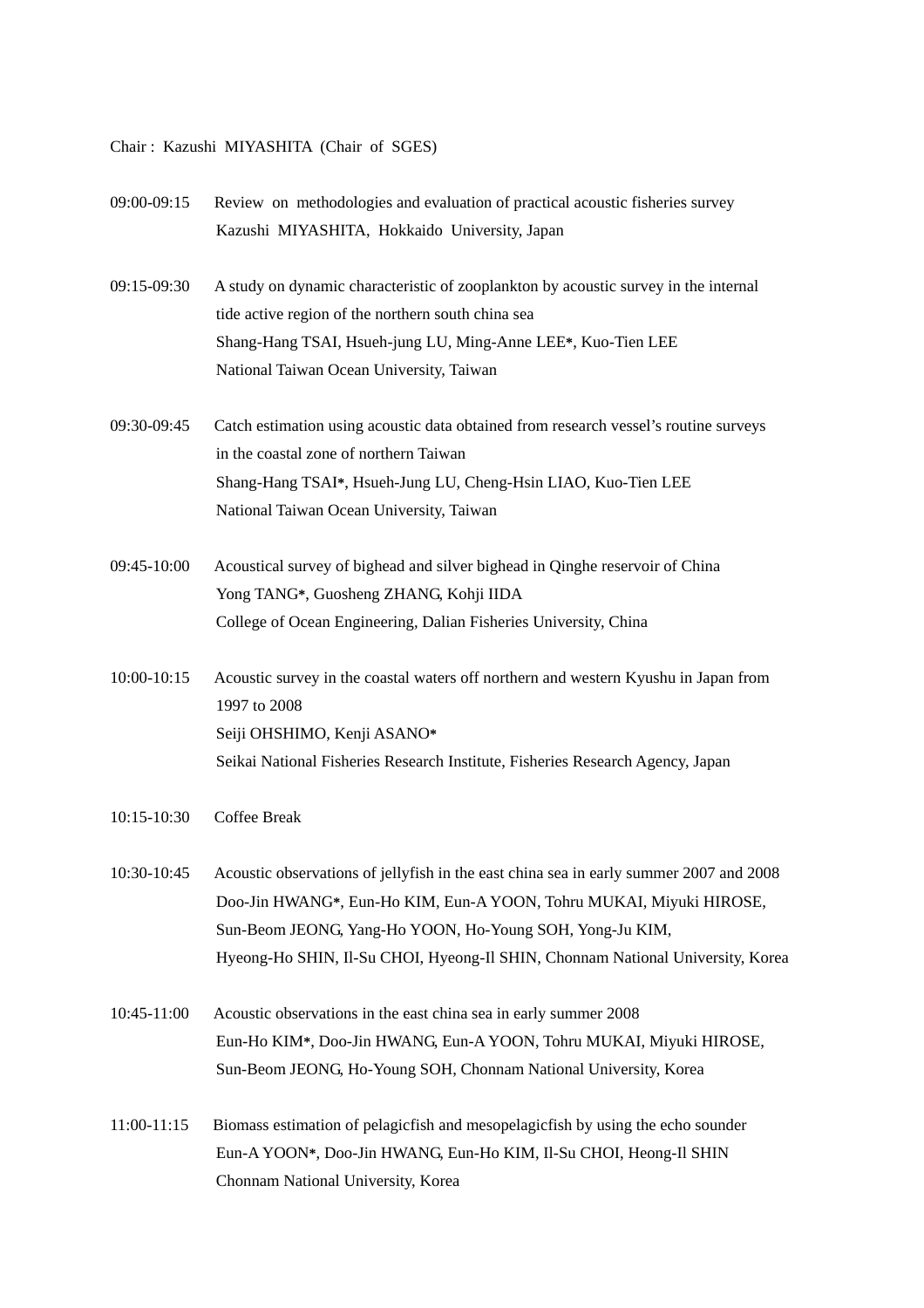Chair : Kazushi MIYASHITA (Chair of SGES)

09:00-09:15 Review on methodologies and evaluation of practical acoustic fisheries survey
Kazushi MIYASHITA, Hokkaido University, Japan

09:15-09:30 A study on dynamic characteristic of zooplankton by acoustic survey in the internal tide active region of the northern south china sea
Shang-Hang TSAI, Hsueh-jung LU, Ming-Anne LEE*, Kuo-Tien LEE
National Taiwan Ocean University, Taiwan

09:30-09:45 Catch estimation using acoustic data obtained from research vessel's routine surveys in the coastal zone of northern Taiwan
Shang-Hang TSAI*, Hsueh-Jung LU, Cheng-Hsin LIAO, Kuo-Tien LEE
National Taiwan Ocean University, Taiwan

09:45-10:00 Acoustical survey of bighead and silver bighead in Qinghe reservoir of China
Yong TANG*, Guosheng ZHANG, Kohji IIDA
College of Ocean Engineering, Dalian Fisheries University, China

10:00-10:15 Acoustic survey in the coastal waters off northern and western Kyushu in Japan from 1997 to 2008
Seiji OHSHIMO, Kenji ASANO*
Seikai National Fisheries Research Institute, Fisheries Research Agency, Japan

10:15-10:30 Coffee Break

10:30-10:45 Acoustic observations of jellyfish in the east china sea in early summer 2007 and 2008
Doo-Jin HWANG*, Eun-Ho KIM, Eun-A YOON, Tohru MUKAI, Miyuki HIROSE, Sun-Beom JEONG, Yang-Ho YOON, Ho-Young SOH, Yong-Ju KIM, Hyeong-Ho SHIN, Il-Su CHOI, Hyeong-Il SHIN, Chonnam National University, Korea

10:45-11:00 Acoustic observations in the east china sea in early summer 2008
Eun-Ho KIM*, Doo-Jin HWANG, Eun-A YOON, Tohru MUKAI, Miyuki HIROSE, Sun-Beom JEONG, Ho-Young SOH, Chonnam National University, Korea

11:00-11:15 Biomass estimation of pelagicfish and mesopelagicfish by using the echo sounder
Eun-A YOON*, Doo-Jin HWANG, Eun-Ho KIM, Il-Su CHOI, Heong-Il SHIN
Chonnam National University, Korea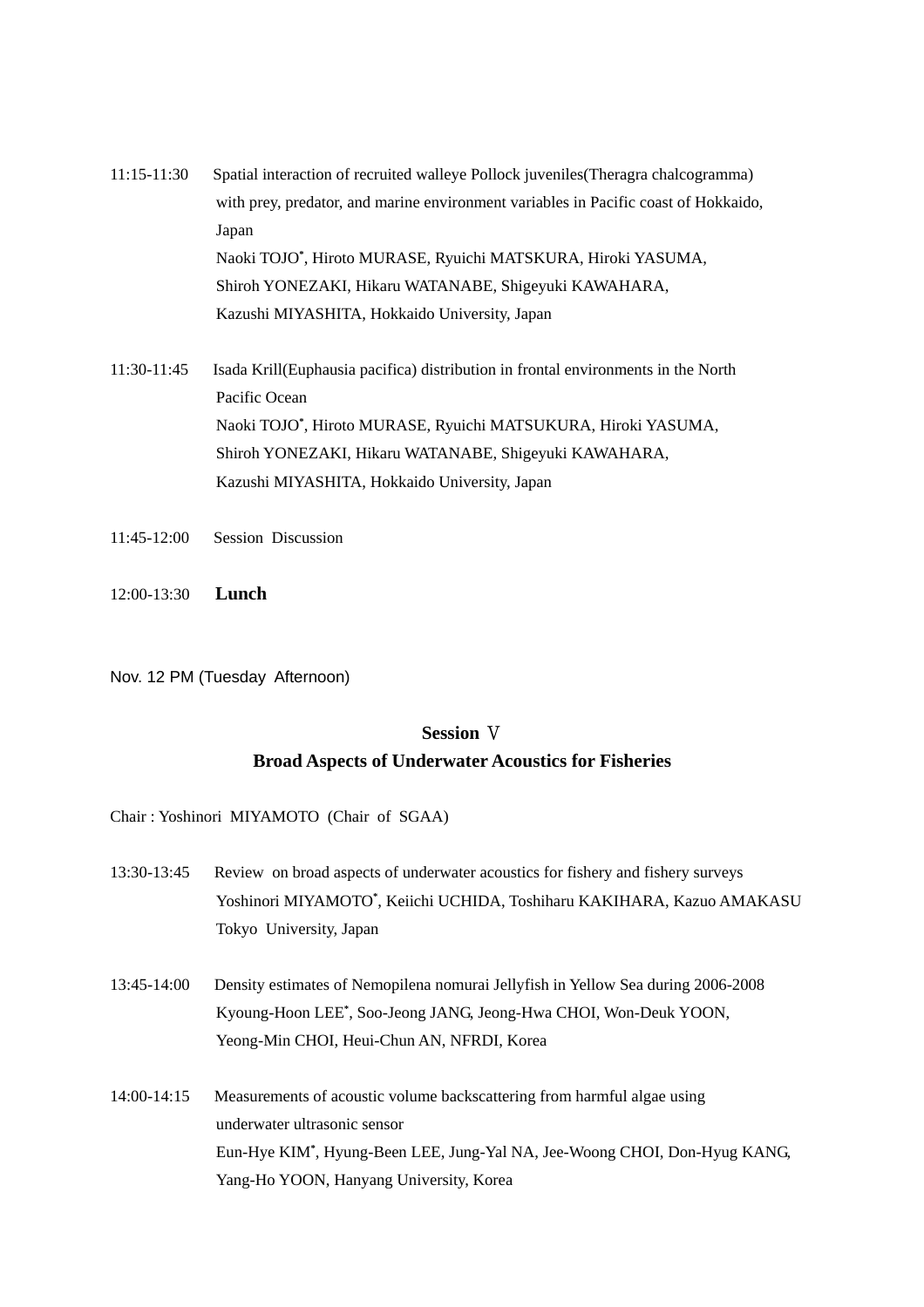11:15-11:30 Spatial interaction of recruited walleye Pollock juveniles(Theragra chalcogramma) with prey, predator, and marine environment variables in Pacific coast of Hokkaido, Japan

Naoki TOJO*, Hiroto MURASE, Ryuichi MATSKURA, Hiroki YASUMA, Shiroh YONEZAKI, Hikaru WATANABE, Shigeyuki KAWAHARA, Kazushi MIYASHITA, Hokkaido University, Japan

11:30-11:45 Isada Krill(Euphausia pacifica) distribution in frontal environments in the North Pacific Ocean

Naoki TOJO*, Hiroto MURASE, Ryuichi MATSUKURA, Hiroki YASUMA, Shiroh YONEZAKI, Hikaru WATANABE, Shigeyuki KAWAHARA, Kazushi MIYASHITA, Hokkaido University, Japan

11:45-12:00 Session Discussion

12:00-13:30 **Lunch**

Nov. 12 PM (Tuesday Afternoon)

## Session Ⅴ
## Broad Aspects of Underwater Acoustics for Fisheries

Chair : Yoshinori MIYAMOTO (Chair of SGAA)

13:30-13:45 Review on broad aspects of underwater acoustics for fishery and fishery surveys

Yoshinori MIYAMOTO*, Keiichi UCHIDA, Toshiharu KAKIHARA, Kazuo AMAKASU Tokyo University, Japan

13:45-14:00 Density estimates of Nemopilena nomurai Jellyfish in Yellow Sea during 2006-2008

Kyoung-Hoon LEE*, Soo-Jeong JANG, Jeong-Hwa CHOI, Won-Deuk YOON, Yeong-Min CHOI, Heui-Chun AN, NFRDI, Korea

14:00-14:15 Measurements of acoustic volume backscattering from harmful algae using underwater ultrasonic sensor

Eun-Hye KIM*, Hyung-Been LEE, Jung-Yal NA, Jee-Woong CHOI, Don-Hyug KANG, Yang-Ho YOON, Hanyang University, Korea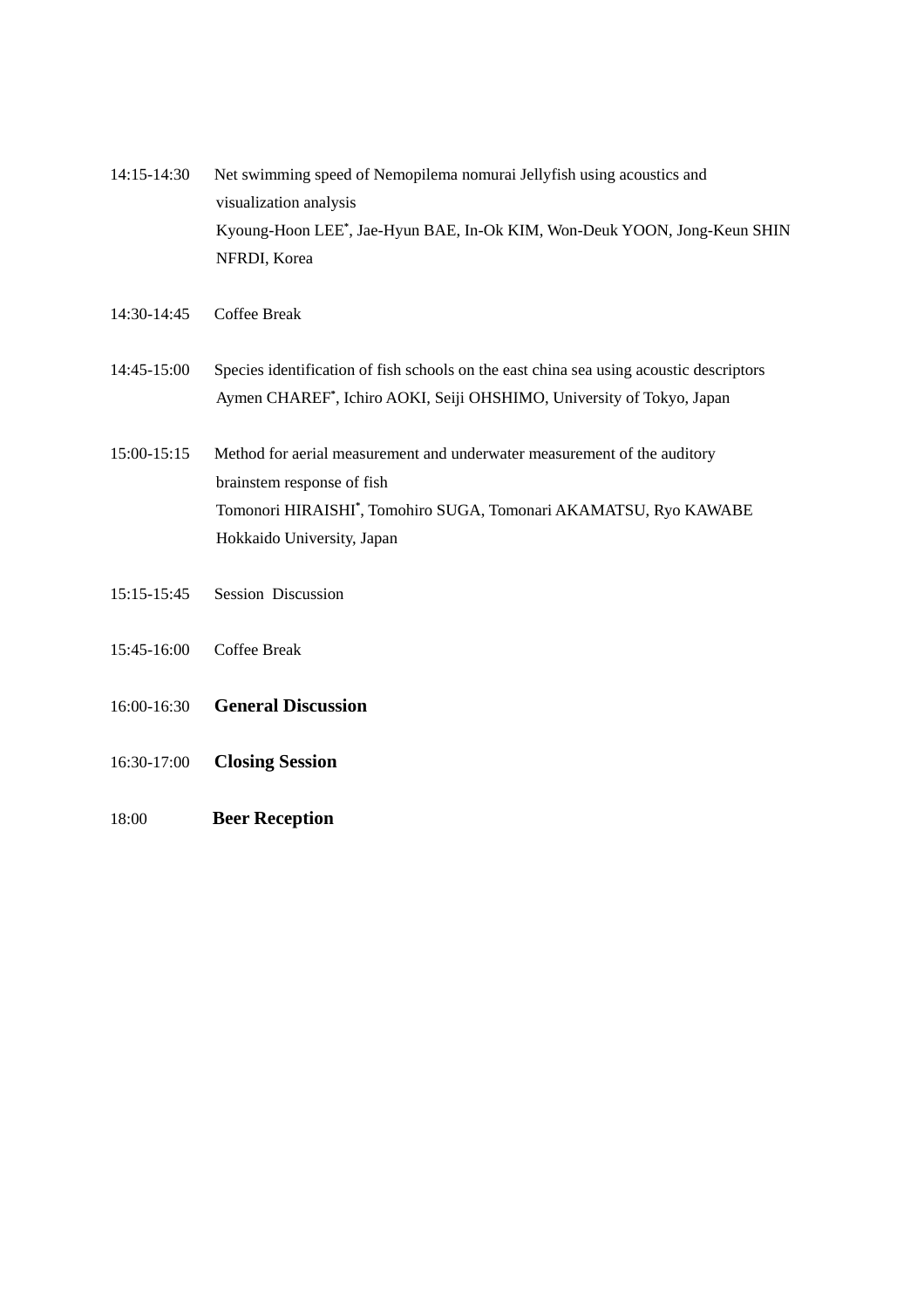14:15-14:30 Net swimming speed of Nemopilema nomurai Jellyfish using acoustics and visualization analysis
Kyoung-Hoon LEE*, Jae-Hyun BAE, In-Ok KIM, Won-Deuk YOON, Jong-Keun SHIN
NFRDI, Korea

14:30-14:45 Coffee Break

14:45-15:00 Species identification of fish schools on the east china sea using acoustic descriptors
Aymen CHAREF*, Ichiro AOKI, Seiji OHSHIMO, University of Tokyo, Japan

15:00-15:15 Method for aerial measurement and underwater measurement of the auditory brainstem response of fish
Tomonori HIRAISHI*, Tomohiro SUGA, Tomonari AKAMATSU, Ryo KAWABE
Hokkaido University, Japan

15:15-15:45 Session Discussion

15:45-16:00 Coffee Break

16:00-16:30 **General Discussion**

16:30-17:00 **Closing Session**

18:00 **Beer Reception**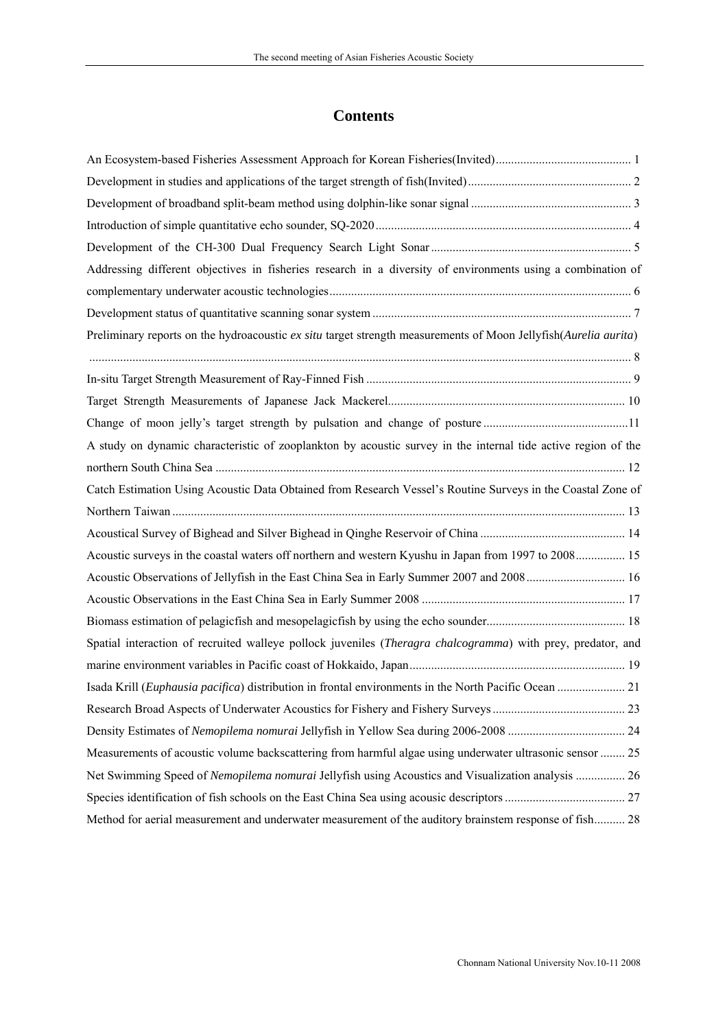# Contents

An Ecosystem-based Fisheries Assessment Approach for Korean Fisheries(Invited) ........................................... 1

Development in studies and applications of the target strength of fish(Invited) .................................................... 2

Development of broadband split-beam method using dolphin-like sonar signal ................................................... 3

Introduction of simple quantitative echo sounder, SQ-2020 .................................................................................. 4

Development of the CH-300 Dual Frequency Search Light Sonar ................................................................ 5

Addressing different objectives in fisheries research in a diversity of environments using a combination of complementary underwater acoustic technologies ................................................................................................. 6

Development status of quantitative scanning sonar system ................................................................................... 7

Preliminary reports on the hydroacoustic *ex situ* target strength measurements of Moon Jellyfish(*Aurelia aurita*) ............................................................................................................................................................................... 8

In-situ Target Strength Measurement of Ray-Finned Fish ..................................................................................... 9

Target Strength Measurements of Japanese Jack Mackerel............................................................................ 10

Change of moon jelly's target strength by pulsation and change of posture ..............................................11

A study on dynamic characteristic of zooplankton by acoustic survey in the internal tide active region of the northern South China Sea .................................................................................................................................... 12

Catch Estimation Using Acoustic Data Obtained from Research Vessel's Routine Surveys in the Coastal Zone of Northern Taiwan .................................................................................................................................................. 13

Acoustical Survey of Bighead and Silver Bighead in Qinghe Reservoir of China ............................................... 14

Acoustic surveys in the coastal waters off northern and western Kyushu in Japan from 1997 to 2008................ 15

Acoustic Observations of Jellyfish in the East China Sea in Early Summer 2007 and 2008 ................................ 16

Acoustic Observations in the East China Sea in Early Summer 2008 .................................................................. 17

Biomass estimation of pelagicfish and mesopelagicfish by using the echo sounder............................................. 18

Spatial interaction of recruited walleye pollock juveniles (*Theragra chalcogramma*) with prey, predator, and marine environment variables in Pacific coast of Hokkaido, Japan..................................................................... 19

Isada Krill (*Euphausia pacifica*) distribution in frontal environments in the North Pacific Ocean ...................... 21

Research Broad Aspects of Underwater Acoustics for Fishery and Fishery Surveys ........................................... 23

Density Estimates of *Nemopilema nomurai* Jellyfish in Yellow Sea during 2006-2008 ...................................... 24

Measurements of acoustic volume backscattering from harmful algae using underwater ultrasonic sensor ........ 25

Net Swimming Speed of *Nemopilema nomurai* Jellyfish using Acoustics and Visualization analysis ................ 26

Species identification of fish schools on the East China Sea using acousic descriptors ....................................... 27

Method for aerial measurement and underwater measurement of the auditory brainstem response of fish.......... 28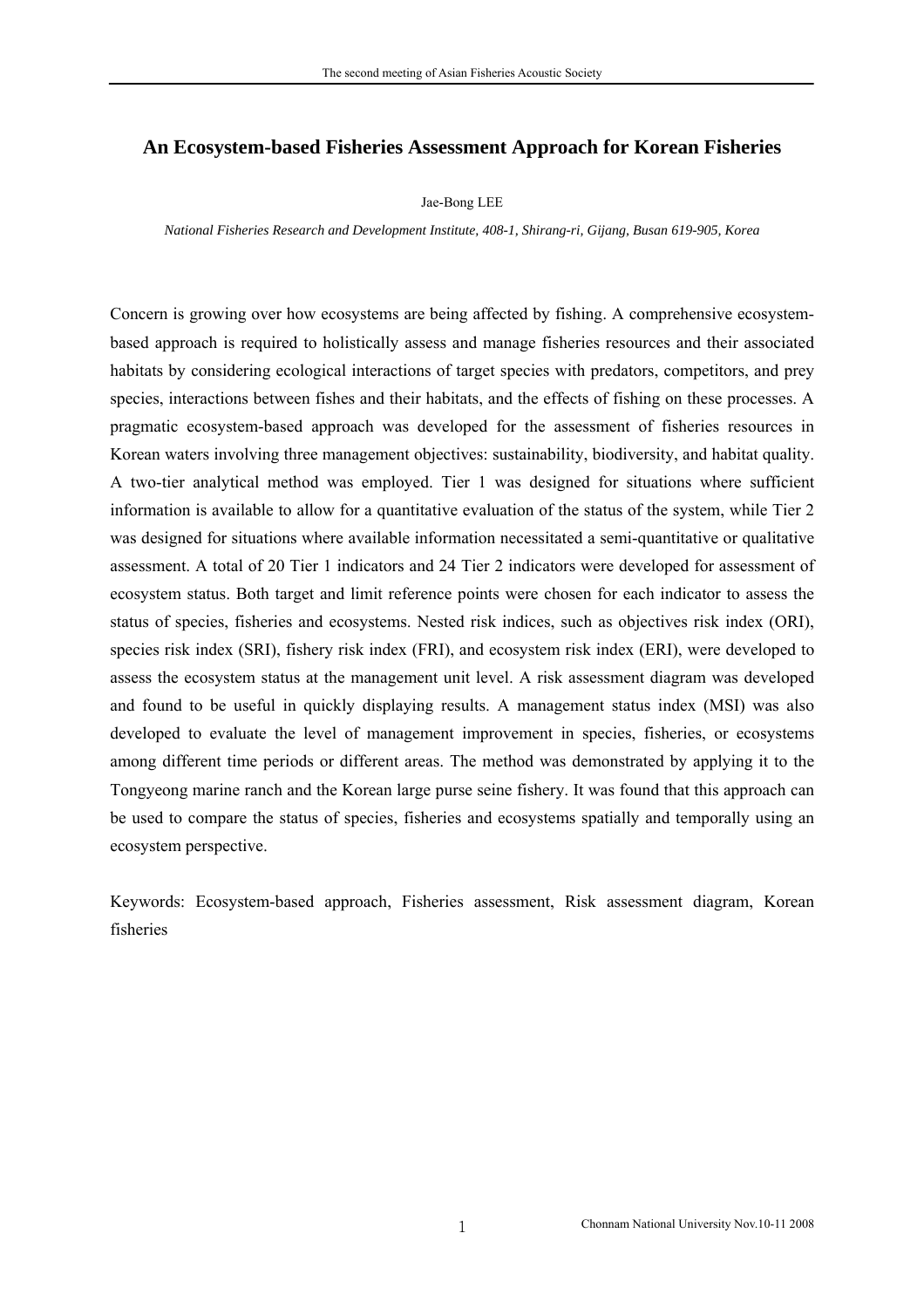# An Ecosystem-based Fisheries Assessment Approach for Korean Fisheries

Jae-Bong LEE

*National Fisheries Research and Development Institute, 408-1, Shirang-ri, Gijang, Busan 619-905, Korea*

Concern is growing over how ecosystems are being affected by fishing. A comprehensive ecosystem-based approach is required to holistically assess and manage fisheries resources and their associated habitats by considering ecological interactions of target species with predators, competitors, and prey species, interactions between fishes and their habitats, and the effects of fishing on these processes. A pragmatic ecosystem-based approach was developed for the assessment of fisheries resources in Korean waters involving three management objectives: sustainability, biodiversity, and habitat quality. A two-tier analytical method was employed. Tier 1 was designed for situations where sufficient information is available to allow for a quantitative evaluation of the status of the system, while Tier 2 was designed for situations where available information necessitated a semi-quantitative or qualitative assessment. A total of 20 Tier 1 indicators and 24 Tier 2 indicators were developed for assessment of ecosystem status. Both target and limit reference points were chosen for each indicator to assess the status of species, fisheries and ecosystems. Nested risk indices, such as objectives risk index (ORI), species risk index (SRI), fishery risk index (FRI), and ecosystem risk index (ERI), were developed to assess the ecosystem status at the management unit level. A risk assessment diagram was developed and found to be useful in quickly displaying results. A management status index (MSI) was also developed to evaluate the level of management improvement in species, fisheries, or ecosystems among different time periods or different areas. The method was demonstrated by applying it to the Tongyeong marine ranch and the Korean large purse seine fishery. It was found that this approach can be used to compare the status of species, fisheries and ecosystems spatially and temporally using an ecosystem perspective.

Keywords: Ecosystem-based approach, Fisheries assessment, Risk assessment diagram, Korean fisheries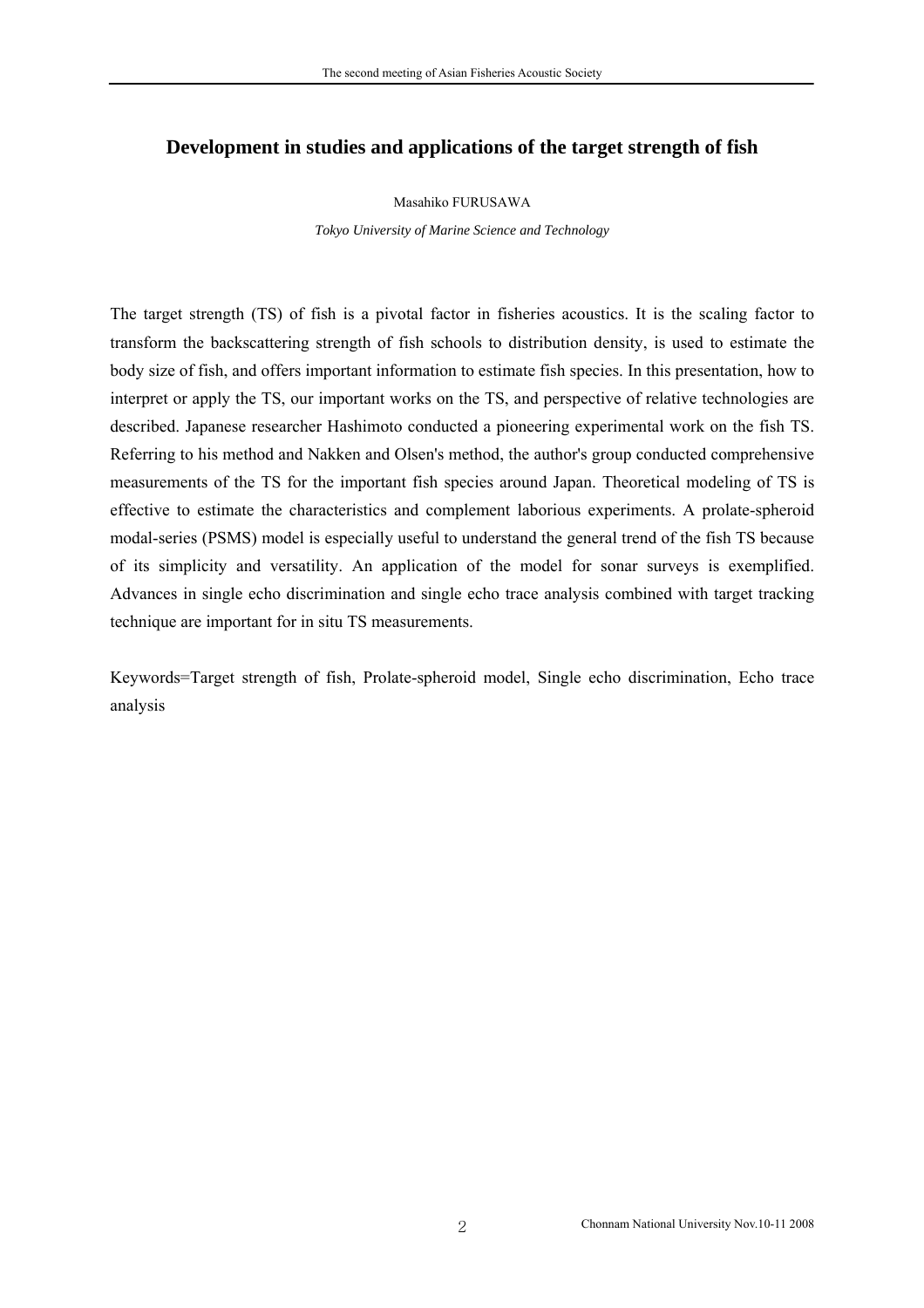# Development in studies and applications of the target strength of fish

Masahiko FURUSAWA

*Tokyo University of Marine Science and Technology*

The target strength (TS) of fish is a pivotal factor in fisheries acoustics. It is the scaling factor to transform the backscattering strength of fish schools to distribution density, is used to estimate the body size of fish, and offers important information to estimate fish species. In this presentation, how to interpret or apply the TS, our important works on the TS, and perspective of relative technologies are described. Japanese researcher Hashimoto conducted a pioneering experimental work on the fish TS. Referring to his method and Nakken and Olsen's method, the author's group conducted comprehensive measurements of the TS for the important fish species around Japan. Theoretical modeling of TS is effective to estimate the characteristics and complement laborious experiments. A prolate-spheroid modal-series (PSMS) model is especially useful to understand the general trend of the fish TS because of its simplicity and versatility. An application of the model for sonar surveys is exemplified. Advances in single echo discrimination and single echo trace analysis combined with target tracking technique are important for in situ TS measurements.

Keywords=Target strength of fish, Prolate-spheroid model, Single echo discrimination, Echo trace analysis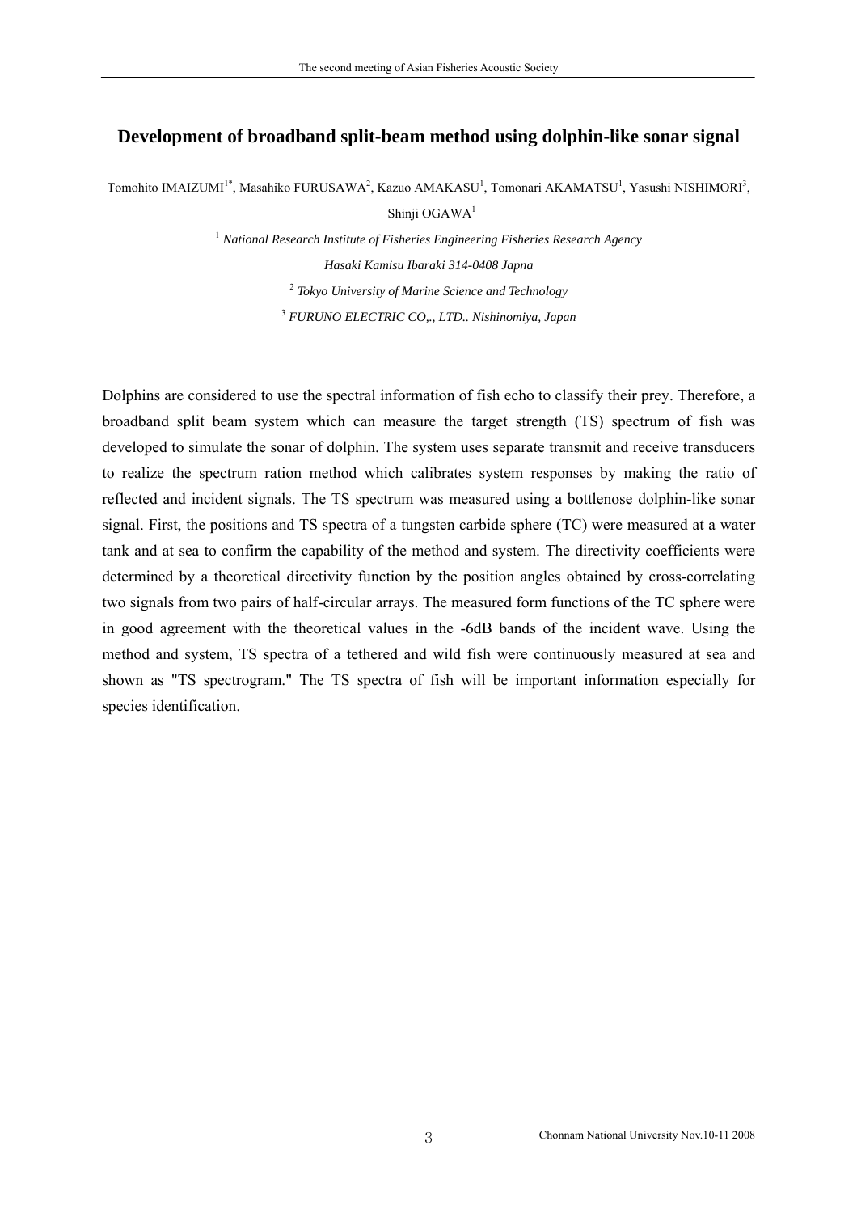# Development of broadband split-beam method using dolphin-like sonar signal

Tomohito IMAIZUMI[1*], Masahiko FURUSAWA[2], Kazuo AMAKASU[1], Tomonari AKAMATSU[1], Yasushi NISHIMORI[3], Shinji OGAWA[1]

[1] *National Research Institute of Fisheries Engineering Fisheries Research Agency*

*Hasaki Kamisu Ibaraki 314-0408 Japna*

[2] *Tokyo University of Marine Science and Technology*

[3] *FURUNO ELECTRIC CO,., LTD.. Nishinomiya, Japan*

Dolphins are considered to use the spectral information of fish echo to classify their prey. Therefore, a broadband split beam system which can measure the target strength (TS) spectrum of fish was developed to simulate the sonar of dolphin. The system uses separate transmit and receive transducers to realize the spectrum ration method which calibrates system responses by making the ratio of reflected and incident signals. The TS spectrum was measured using a bottlenose dolphin-like sonar signal. First, the positions and TS spectra of a tungsten carbide sphere (TC) were measured at a water tank and at sea to confirm the capability of the method and system. The directivity coefficients were determined by a theoretical directivity function by the position angles obtained by cross-correlating two signals from two pairs of half-circular arrays. The measured form functions of the TC sphere were in good agreement with the theoretical values in the -6dB bands of the incident wave. Using the method and system, TS spectra of a tethered and wild fish were continuously measured at sea and shown as "TS spectrogram." The TS spectra of fish will be important information especially for species identification.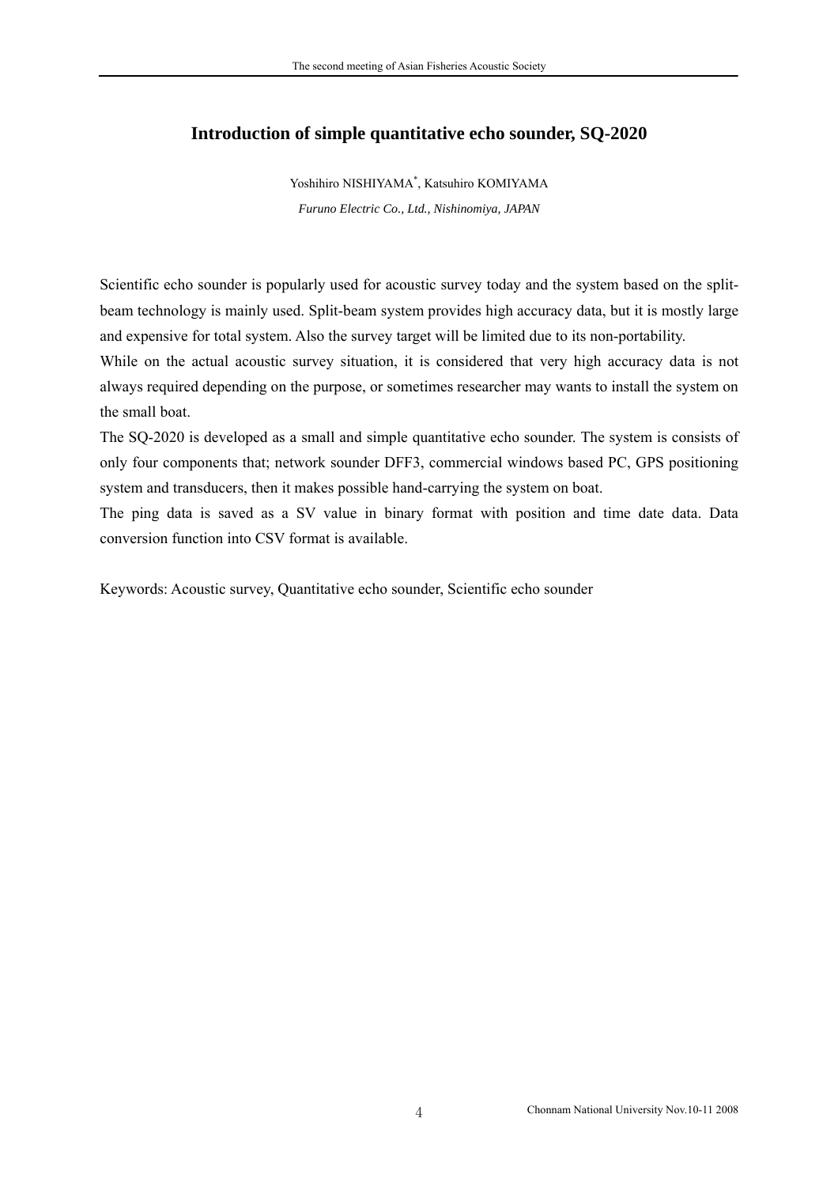# Introduction of simple quantitative echo sounder, SQ-2020

Yoshihiro NISHIYAMA[*], Katsuhiro KOMIYAMA

*Furuno Electric Co., Ltd., Nishinomiya, JAPAN*

Scientific echo sounder is popularly used for acoustic survey today and the system based on the split-beam technology is mainly used. Split-beam system provides high accuracy data, but it is mostly large and expensive for total system. Also the survey target will be limited due to its non-portability.

While on the actual acoustic survey situation, it is considered that very high accuracy data is not always required depending on the purpose, or sometimes researcher may wants to install the system on the small boat.

The SQ-2020 is developed as a small and simple quantitative echo sounder. The system is consists of only four components that; network sounder DFF3, commercial windows based PC, GPS positioning system and transducers, then it makes possible hand-carrying the system on boat.

The ping data is saved as a SV value in binary format with position and time date data. Data conversion function into CSV format is available.

Keywords: Acoustic survey, Quantitative echo sounder, Scientific echo sounder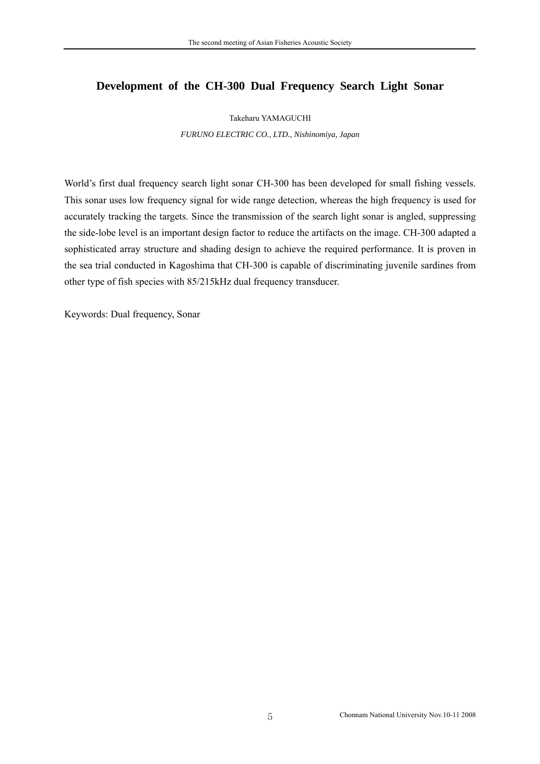# Development of the CH-300 Dual Frequency Search Light Sonar

Takeharu YAMAGUCHI

*FURUNO ELECTRIC CO., LTD., Nishinomiya, Japan*

World's first dual frequency search light sonar CH-300 has been developed for small fishing vessels. This sonar uses low frequency signal for wide range detection, whereas the high frequency is used for accurately tracking the targets. Since the transmission of the search light sonar is angled, suppressing the side-lobe level is an important design factor to reduce the artifacts on the image. CH-300 adapted a sophisticated array structure and shading design to achieve the required performance. It is proven in the sea trial conducted in Kagoshima that CH-300 is capable of discriminating juvenile sardines from other type of fish species with 85/215kHz dual frequency transducer.

Keywords: Dual frequency, Sonar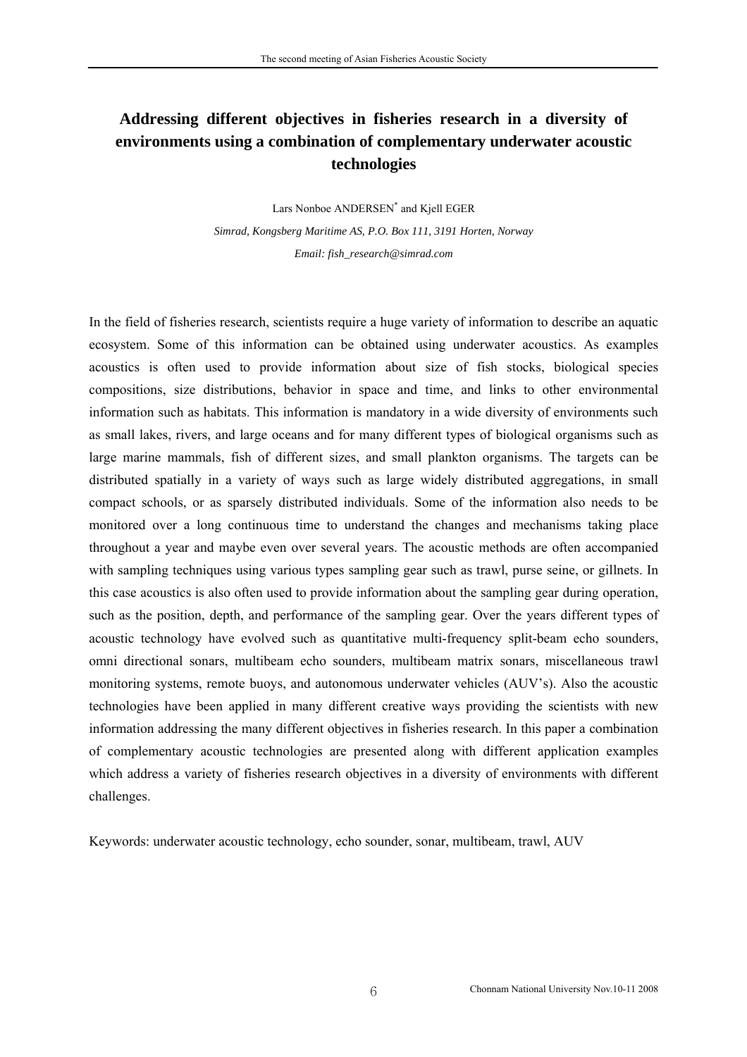# Addressing different objectives in fisheries research in a diversity of environments using a combination of complementary underwater acoustic technologies

Lars Nonboe ANDERSEN[*] and Kjell EGER

*Simrad, Kongsberg Maritime AS, P.O. Box 111, 3191 Horten, Norway*

*Email: fish_research@simrad.com*

In the field of fisheries research, scientists require a huge variety of information to describe an aquatic ecosystem. Some of this information can be obtained using underwater acoustics. As examples acoustics is often used to provide information about size of fish stocks, biological species compositions, size distributions, behavior in space and time, and links to other environmental information such as habitats. This information is mandatory in a wide diversity of environments such as small lakes, rivers, and large oceans and for many different types of biological organisms such as large marine mammals, fish of different sizes, and small plankton organisms. The targets can be distributed spatially in a variety of ways such as large widely distributed aggregations, in small compact schools, or as sparsely distributed individuals. Some of the information also needs to be monitored over a long continuous time to understand the changes and mechanisms taking place throughout a year and maybe even over several years. The acoustic methods are often accompanied with sampling techniques using various types sampling gear such as trawl, purse seine, or gillnets. In this case acoustics is also often used to provide information about the sampling gear during operation, such as the position, depth, and performance of the sampling gear. Over the years different types of acoustic technology have evolved such as quantitative multi-frequency split-beam echo sounders, omni directional sonars, multibeam echo sounders, multibeam matrix sonars, miscellaneous trawl monitoring systems, remote buoys, and autonomous underwater vehicles (AUV's). Also the acoustic technologies have been applied in many different creative ways providing the scientists with new information addressing the many different objectives in fisheries research. In this paper a combination of complementary acoustic technologies are presented along with different application examples which address a variety of fisheries research objectives in a diversity of environments with different challenges.

Keywords: underwater acoustic technology, echo sounder, sonar, multibeam, trawl, AUV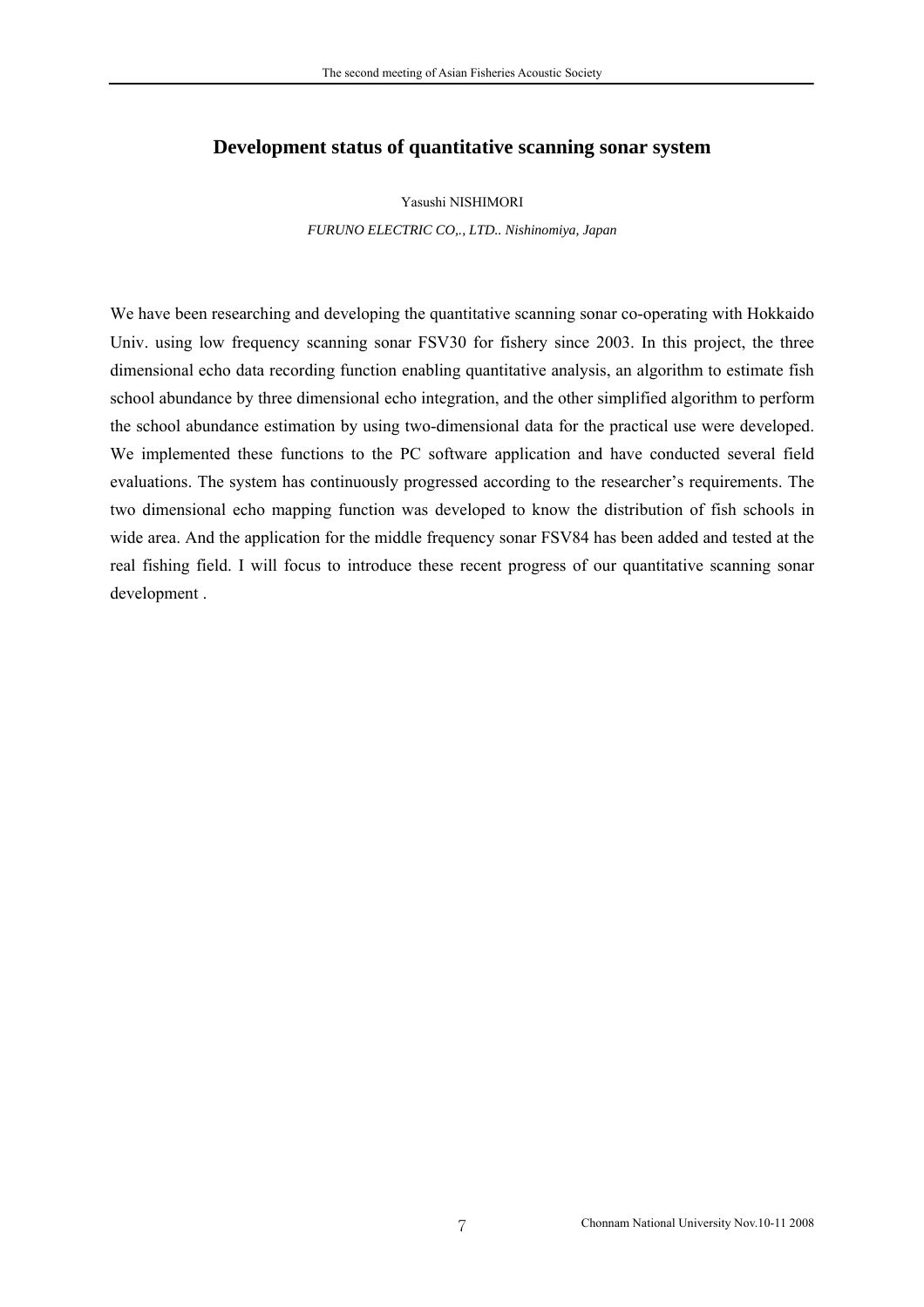# Development status of quantitative scanning sonar system

Yasushi NISHIMORI

*FURUNO ELECTRIC CO,., LTD.. Nishinomiya, Japan*

We have been researching and developing the quantitative scanning sonar co-operating with Hokkaido Univ. using low frequency scanning sonar FSV30 for fishery since 2003. In this project, the three dimensional echo data recording function enabling quantitative analysis, an algorithm to estimate fish school abundance by three dimensional echo integration, and the other simplified algorithm to perform the school abundance estimation by using two-dimensional data for the practical use were developed. We implemented these functions to the PC software application and have conducted several field evaluations. The system has continuously progressed according to the researcher's requirements. The two dimensional echo mapping function was developed to know the distribution of fish schools in wide area. And the application for the middle frequency sonar FSV84 has been added and tested at the real fishing field. I will focus to introduce these recent progress of our quantitative scanning sonar development .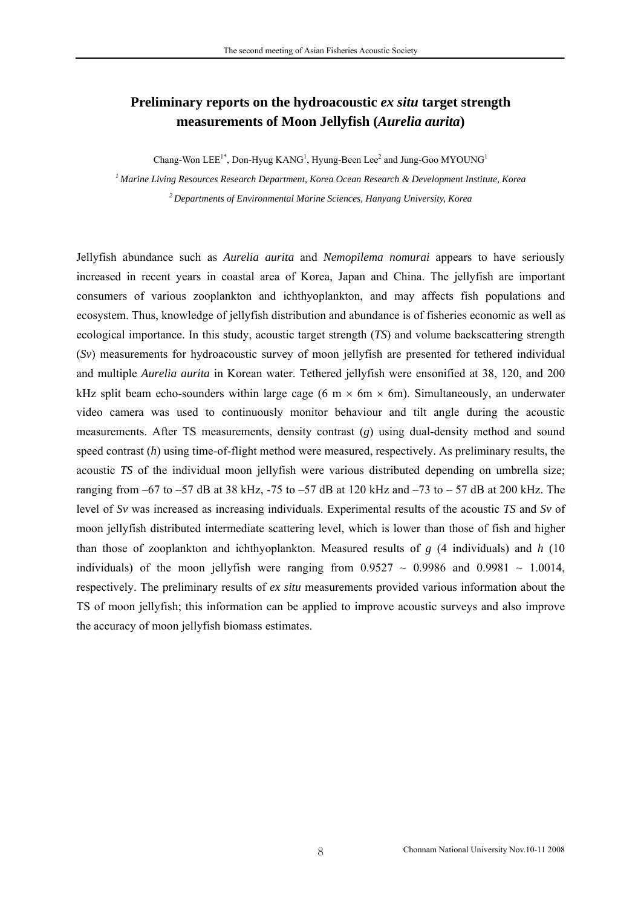# Preliminary reports on the hydroacoustic *ex situ* target strength measurements of Moon Jellyfish (*Aurelia aurita*)

Chang-Won LEE[1*], Don-Hyug KANG[1], Hyung-Been Lee[2] and Jung-Goo MYOUNG[1]

[1] *Marine Living Resources Research Department, Korea Ocean Research & Development Institute, Korea*

[2] *Departments of Environmental Marine Sciences, Hanyang University, Korea*

Jellyfish abundance such as *Aurelia aurita* and *Nemopilema nomurai* appears to have seriously increased in recent years in coastal area of Korea, Japan and China. The jellyfish are important consumers of various zooplankton and ichthyoplankton, and may affects fish populations and ecosystem. Thus, knowledge of jellyfish distribution and abundance is of fisheries economic as well as ecological importance. In this study, acoustic target strength (*TS*) and volume backscattering strength (*Sv*) measurements for hydroacoustic survey of moon jellyfish are presented for tethered individual and multiple *Aurelia aurita* in Korean water. Tethered jellyfish were ensonified at 38, 120, and 200 kHz split beam echo-sounders within large cage (6 m × 6m × 6m). Simultaneously, an underwater video camera was used to continuously monitor behaviour and tilt angle during the acoustic measurements. After TS measurements, density contrast (*g*) using dual-density method and sound speed contrast (*h*) using time-of-flight method were measured, respectively. As preliminary results, the acoustic *TS* of the individual moon jellyfish were various distributed depending on umbrella size; ranging from –67 to –57 dB at 38 kHz, -75 to –57 dB at 120 kHz and –73 to – 57 dB at 200 kHz. The level of *Sv* was increased as increasing individuals. Experimental results of the acoustic *TS* and *Sv* of moon jellyfish distributed intermediate scattering level, which is lower than those of fish and higher than those of zooplankton and ichthyoplankton. Measured results of *g* (4 individuals) and *h* (10 individuals) of the moon jellyfish were ranging from 0.9527 ~ 0.9986 and 0.9981 ~ 1.0014, respectively. The preliminary results of *ex situ* measurements provided various information about the TS of moon jellyfish; this information can be applied to improve acoustic surveys and also improve the accuracy of moon jellyfish biomass estimates.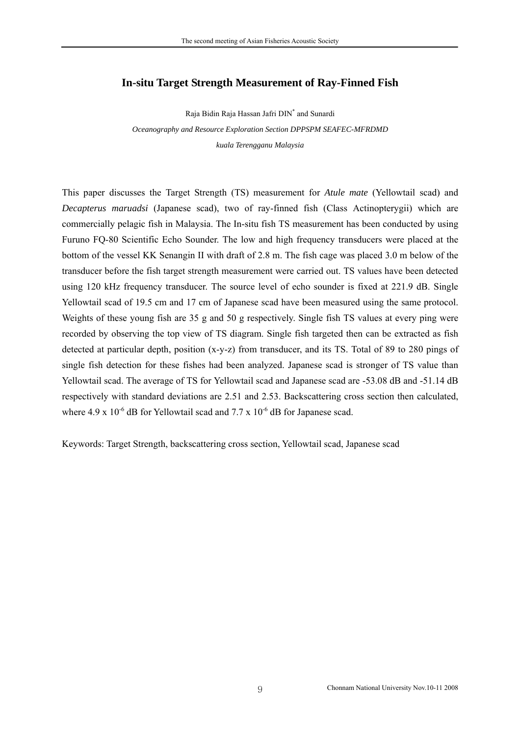# In-situ Target Strength Measurement of Ray-Finned Fish

Raja Bidin Raja Hassan Jafri DIN* and Sunardi

*Oceanography and Resource Exploration Section DPPSPM SEAFEC-MFRDMD*

*kuala Terengganu Malaysia*

This paper discusses the Target Strength (TS) measurement for *Atule mate* (Yellowtail scad) and *Decapterus maruadsi* (Japanese scad), two of ray-finned fish (Class Actinopterygii) which are commercially pelagic fish in Malaysia. The In-situ fish TS measurement has been conducted by using Furuno FQ-80 Scientific Echo Sounder. The low and high frequency transducers were placed at the bottom of the vessel KK Senangin II with draft of 2.8 m. The fish cage was placed 3.0 m below of the transducer before the fish target strength measurement were carried out. TS values have been detected using 120 kHz frequency transducer. The source level of echo sounder is fixed at 221.9 dB. Single Yellowtail scad of 19.5 cm and 17 cm of Japanese scad have been measured using the same protocol. Weights of these young fish are 35 g and 50 g respectively. Single fish TS values at every ping were recorded by observing the top view of TS diagram. Single fish targeted then can be extracted as fish detected at particular depth, position (x-y-z) from transducer, and its TS. Total of 89 to 280 pings of single fish detection for these fishes had been analyzed. Japanese scad is stronger of TS value than Yellowtail scad. The average of TS for Yellowtail scad and Japanese scad are -53.08 dB and -51.14 dB respectively with standard deviations are 2.51 and 2.53. Backscattering cross section then calculated, where $4.9 \times 10^{-6}$ dB for Yellowtail scad and $7.7 \times 10^{-6}$ dB for Japanese scad.

Keywords: Target Strength, backscattering cross section, Yellowtail scad, Japanese scad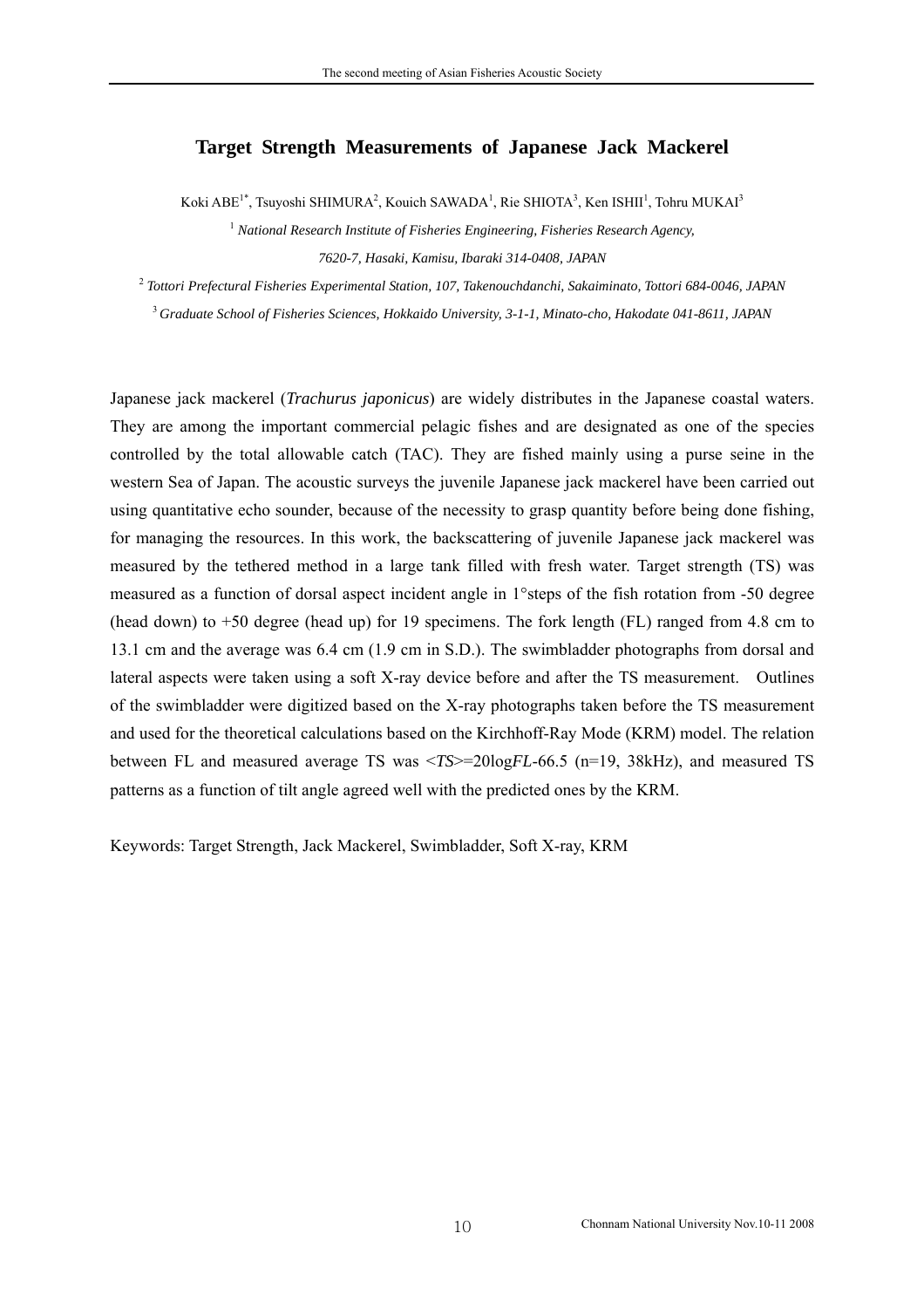# Target Strength Measurements of Japanese Jack Mackerel

Koki ABE[1*], Tsuyoshi SHIMURA[2], Kouich SAWADA[1], Rie SHIOTA[3], Ken ISHII[1], Tohru MUKAI[3]

[1] *National Research Institute of Fisheries Engineering, Fisheries Research Agency, 7620-7, Hasaki, Kamisu, Ibaraki 314-0408, JAPAN*

[2] *Tottori Prefectural Fisheries Experimental Station, 107, Takenouchdanchi, Sakaiminato, Tottori 684-0046, JAPAN*

[3] *Graduate School of Fisheries Sciences, Hokkaido University, 3-1-1, Minato-cho, Hakodate 041-8611, JAPAN*

Japanese jack mackerel (*Trachurus japonicus*) are widely distributes in the Japanese coastal waters. They are among the important commercial pelagic fishes and are designated as one of the species controlled by the total allowable catch (TAC). They are fished mainly using a purse seine in the western Sea of Japan. The acoustic surveys the juvenile Japanese jack mackerel have been carried out using quantitative echo sounder, because of the necessity to grasp quantity before being done fishing, for managing the resources. In this work, the backscattering of juvenile Japanese jack mackerel was measured by the tethered method in a large tank filled with fresh water. Target strength (TS) was measured as a function of dorsal aspect incident angle in 1°steps of the fish rotation from -50 degree (head down) to +50 degree (head up) for 19 specimens. The fork length (FL) ranged from 4.8 cm to 13.1 cm and the average was 6.4 cm (1.9 cm in S.D.). The swimbladder photographs from dorsal and lateral aspects were taken using a soft X-ray device before and after the TS measurement. Outlines of the swimbladder were digitized based on the X-ray photographs taken before the TS measurement and used for the theoretical calculations based on the Kirchhoff-Ray Mode (KRM) model. The relation between FL and measured average TS was $\langle TS \rangle = 20\log FL - 66.5$ (n=19, 38kHz), and measured TS patterns as a function of tilt angle agreed well with the predicted ones by the KRM.

Keywords: Target Strength, Jack Mackerel, Swimbladder, Soft X-ray, KRM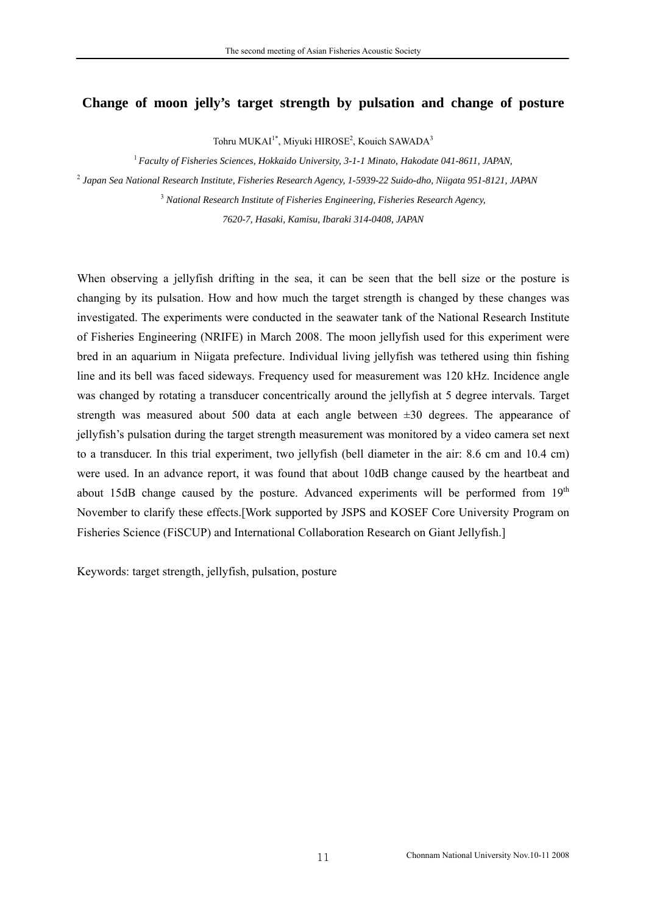# Change of moon jelly's target strength by pulsation and change of posture

Tohru MUKAI[1*], Miyuki HIROSE[2], Kouich SAWADA[3]

[1] *Faculty of Fisheries Sciences, Hokkaido University, 3-1-1 Minato, Hakodate 041-8611, JAPAN,*

[2] *Japan Sea National Research Institute, Fisheries Research Agency, 1-5939-22 Suido-dho, Niigata 951-8121, JAPAN*

[3] *National Research Institute of Fisheries Engineering, Fisheries Research Agency, 7620-7, Hasaki, Kamisu, Ibaraki 314-0408, JAPAN*

When observing a jellyfish drifting in the sea, it can be seen that the bell size or the posture is changing by its pulsation. How and how much the target strength is changed by these changes was investigated. The experiments were conducted in the seawater tank of the National Research Institute of Fisheries Engineering (NRIFE) in March 2008. The moon jellyfish used for this experiment were bred in an aquarium in Niigata prefecture. Individual living jellyfish was tethered using thin fishing line and its bell was faced sideways. Frequency used for measurement was 120 kHz. Incidence angle was changed by rotating a transducer concentrically around the jellyfish at 5 degree intervals. Target strength was measured about 500 data at each angle between ±30 degrees. The appearance of jellyfish's pulsation during the target strength measurement was monitored by a video camera set next to a transducer. In this trial experiment, two jellyfish (bell diameter in the air: 8.6 cm and 10.4 cm) were used. In an advance report, it was found that about 10dB change caused by the heartbeat and about 15dB change caused by the posture. Advanced experiments will be performed from 19th November to clarify these effects.[Work supported by JSPS and KOSEF Core University Program on Fisheries Science (FiSCUP) and International Collaboration Research on Giant Jellyfish.]

Keywords: target strength, jellyfish, pulsation, posture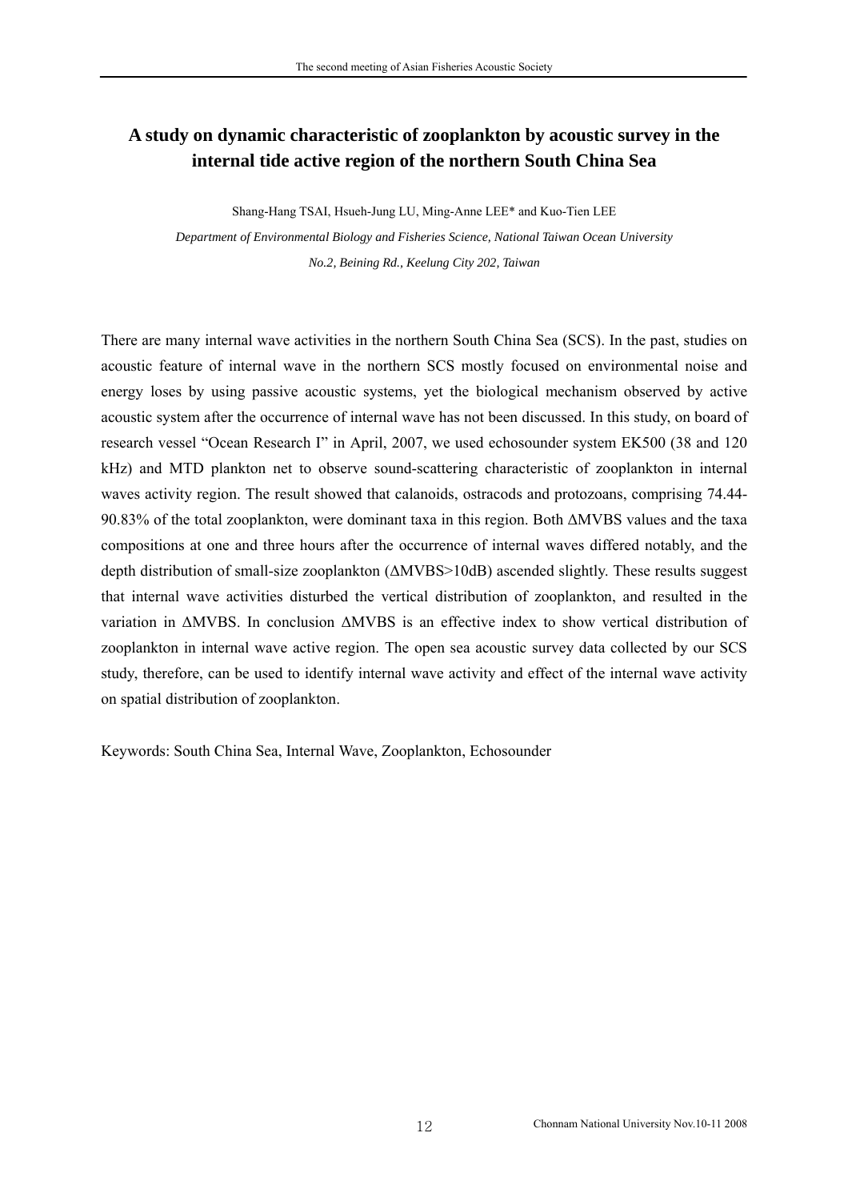# A study on dynamic characteristic of zooplankton by acoustic survey in the internal tide active region of the northern South China Sea

Shang-Hang TSAI, Hsueh-Jung LU, Ming-Anne LEE* and Kuo-Tien LEE

*Department of Environmental Biology and Fisheries Science, National Taiwan Ocean University*

*No.2, Beining Rd., Keelung City 202, Taiwan*

There are many internal wave activities in the northern South China Sea (SCS). In the past, studies on acoustic feature of internal wave in the northern SCS mostly focused on environmental noise and energy loses by using passive acoustic systems, yet the biological mechanism observed by active acoustic system after the occurrence of internal wave has not been discussed. In this study, on board of research vessel "Ocean Research I" in April, 2007, we used echosounder system EK500 (38 and 120 kHz) and MTD plankton net to observe sound-scattering characteristic of zooplankton in internal waves activity region. The result showed that calanoids, ostracods and protozoans, comprising 74.44-90.83% of the total zooplankton, were dominant taxa in this region. Both ΔMVBS values and the taxa compositions at one and three hours after the occurrence of internal waves differed notably, and the depth distribution of small-size zooplankton (ΔMVBS>10dB) ascended slightly. These results suggest that internal wave activities disturbed the vertical distribution of zooplankton, and resulted in the variation in ΔMVBS. In conclusion ΔMVBS is an effective index to show vertical distribution of zooplankton in internal wave active region. The open sea acoustic survey data collected by our SCS study, therefore, can be used to identify internal wave activity and effect of the internal wave activity on spatial distribution of zooplankton.

Keywords: South China Sea, Internal Wave, Zooplankton, Echosounder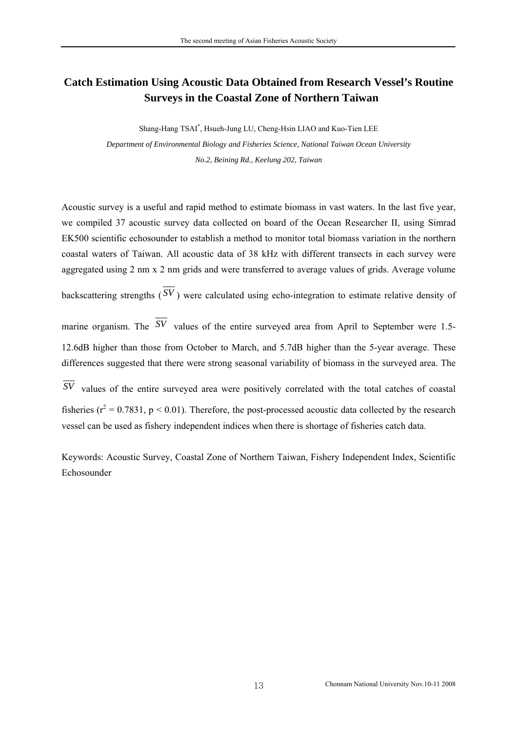# Catch Estimation Using Acoustic Data Obtained from Research Vessel's Routine Surveys in the Coastal Zone of Northern Taiwan

Shang-Hang TSAI[*], Hsueh-Jung LU, Cheng-Hsin LIAO and Kuo-Tien LEE

*Department of Environmental Biology and Fisheries Science, National Taiwan Ocean University*

*No.2, Beining Rd., Keelung 202, Taiwan*

Acoustic survey is a useful and rapid method to estimate biomass in vast waters. In the last five year, we compiled 37 acoustic survey data collected on board of the Ocean Researcher II, using Simrad EK500 scientific echosounder to establish a method to monitor total biomass variation in the northern coastal waters of Taiwan. All acoustic data of 38 kHz with different transects in each survey were aggregated using 2 nm x 2 nm grids and were transferred to average values of grids. Average volume backscattering strengths ($\overline{SV}$) were calculated using echo-integration to estimate relative density of marine organism. The $\overline{SV}$ values of the entire surveyed area from April to September were 1.5-12.6dB higher than those from October to March, and 5.7dB higher than the 5-year average. These differences suggested that there were strong seasonal variability of biomass in the surveyed area. The $\overline{SV}$ values of the entire surveyed area were positively correlated with the total catches of coastal fisheries ($r^2 = 0.7831$, $p < 0.01$). Therefore, the post-processed acoustic data collected by the research vessel can be used as fishery independent indices when there is shortage of fisheries catch data.

Keywords: Acoustic Survey, Coastal Zone of Northern Taiwan, Fishery Independent Index, Scientific Echosounder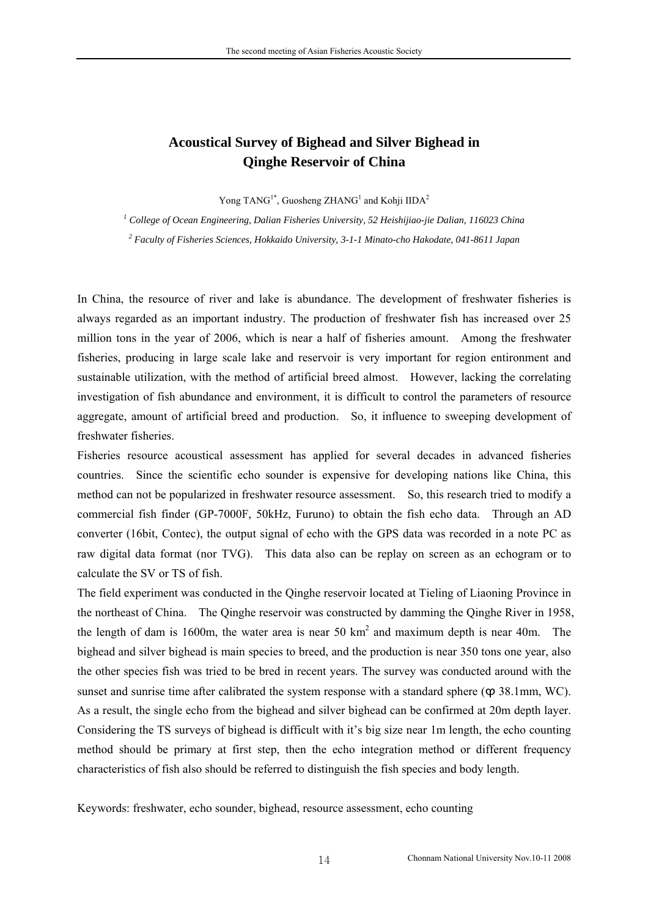# Acoustical Survey of Bighead and Silver Bighead in Qinghe Reservoir of China

Yong TANG[1*], Guosheng ZHANG[1] and Kohji IIDA[2]

*[1] College of Ocean Engineering, Dalian Fisheries University, 52 Heishijiao-jie Dalian, 116023 China*

*[2] Faculty of Fisheries Sciences, Hokkaido University, 3-1-1 Minato-cho Hakodate, 041-8611 Japan*

In China, the resource of river and lake is abundance. The development of freshwater fisheries is always regarded as an important industry. The production of freshwater fish has increased over 25 million tons in the year of 2006, which is near a half of fisheries amount. Among the freshwater fisheries, producing in large scale lake and reservoir is very important for region entironment and sustainable utilization, with the method of artificial breed almost. However, lacking the correlating investigation of fish abundance and environment, it is difficult to control the parameters of resource aggregate, amount of artificial breed and production. So, it influence to sweeping development of freshwater fisheries.

Fisheries resource acoustical assessment has applied for several decades in advanced fisheries countries. Since the scientific echo sounder is expensive for developing nations like China, this method can not be popularized in freshwater resource assessment. So, this research tried to modify a commercial fish finder (GP-7000F, 50kHz, Furuno) to obtain the fish echo data. Through an AD converter (16bit, Contec), the output signal of echo with the GPS data was recorded in a note PC as raw digital data format (nor TVG). This data also can be replay on screen as an echogram or to calculate the SV or TS of fish.

The field experiment was conducted in the Qinghe reservoir located at Tieling of Liaoning Province in the northeast of China. The Qinghe reservoir was constructed by damming the Qinghe River in 1958, the length of dam is 1600m, the water area is near 50 km$^2$ and maximum depth is near 40m. The bighead and silver bighead is main species to breed, and the production is near 350 tons one year, also the other species fish was tried to be bred in recent years. The survey was conducted around with the sunset and sunrise time after calibrated the system response with a standard sphere (φ 38.1mm, WC). As a result, the single echo from the bighead and silver bighead can be confirmed at 20m depth layer. Considering the TS surveys of bighead is difficult with it's big size near 1m length, the echo counting method should be primary at first step, then the echo integration method or different frequency characteristics of fish also should be referred to distinguish the fish species and body length.

Keywords: freshwater, echo sounder, bighead, resource assessment, echo counting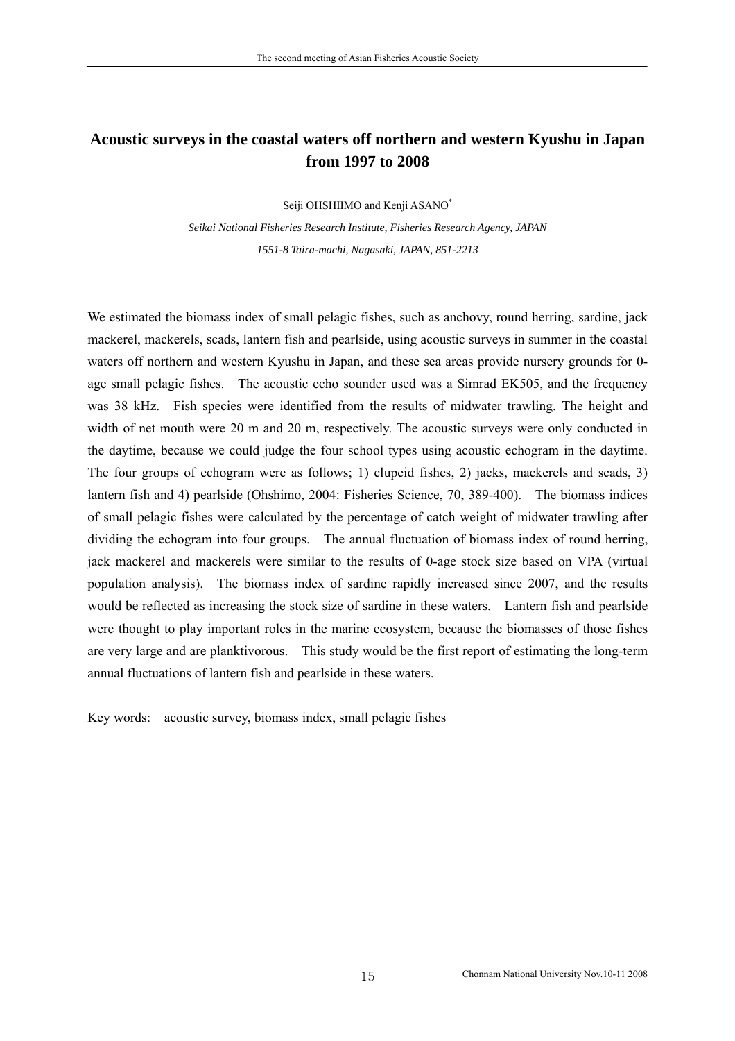# Acoustic surveys in the coastal waters off northern and western Kyushu in Japan from 1997 to 2008

Seiji OHSHIIMO and Kenji ASANO[*]

*Seikai National Fisheries Research Institute, Fisheries Research Agency, JAPAN*

*1551-8 Taira-machi, Nagasaki, JAPAN, 851-2213*

We estimated the biomass index of small pelagic fishes, such as anchovy, round herring, sardine, jack mackerel, mackerels, scads, lantern fish and pearlside, using acoustic surveys in summer in the coastal waters off northern and western Kyushu in Japan, and these sea areas provide nursery grounds for 0-age small pelagic fishes. The acoustic echo sounder used was a Simrad EK505, and the frequency was 38 kHz. Fish species were identified from the results of midwater trawling. The height and width of net mouth were 20 m and 20 m, respectively. The acoustic surveys were only conducted in the daytime, because we could judge the four school types using acoustic echogram in the daytime. The four groups of echogram were as follows; 1) clupeid fishes, 2) jacks, mackerels and scads, 3) lantern fish and 4) pearlside (Ohshimo, 2004: Fisheries Science, 70, 389-400). The biomass indices of small pelagic fishes were calculated by the percentage of catch weight of midwater trawling after dividing the echogram into four groups. The annual fluctuation of biomass index of round herring, jack mackerel and mackerels were similar to the results of 0-age stock size based on VPA (virtual population analysis). The biomass index of sardine rapidly increased since 2007, and the results would be reflected as increasing the stock size of sardine in these waters. Lantern fish and pearlside were thought to play important roles in the marine ecosystem, because the biomasses of those fishes are very large and are planktivorous. This study would be the first report of estimating the long-term annual fluctuations of lantern fish and pearlside in these waters.

Key words: acoustic survey, biomass index, small pelagic fishes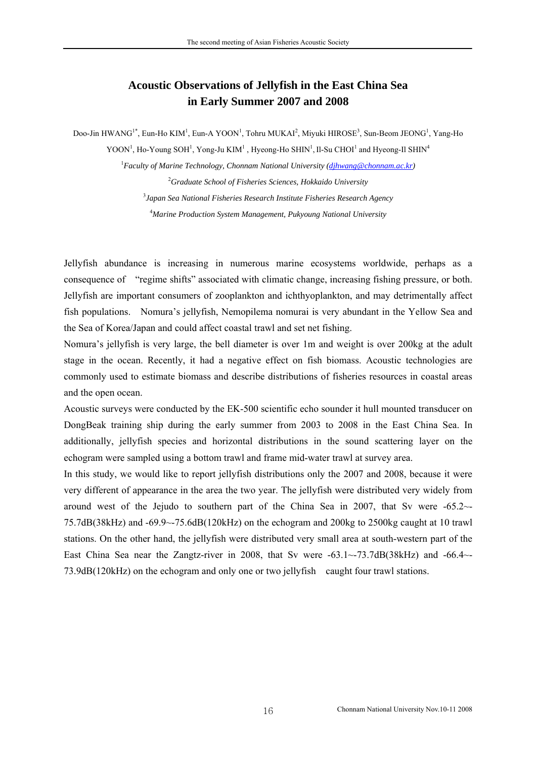# Acoustic Observations of Jellyfish in the East China Sea in Early Summer 2007 and 2008

Doo-Jin HWANG[1*], Eun-Ho KIM[1], Eun-A YOON[1], Tohru MUKAI[2], Miyuki HIROSE[3], Sun-Beom JEONG[1], Yang-Ho YOON[1], Ho-Young SOH[1], Yong-Ju KIM[1], Hyeong-Ho SHIN[1], Il-Su CHOI[1] and Hyeong-Il SHIN[4]

[1]*Faculty of Marine Technology, Chonnam National University (djhwang@chonnam.ac.kr)*

[2]*Graduate School of Fisheries Sciences, Hokkaido University*

[3]*Japan Sea National Fisheries Research Institute Fisheries Research Agency*

[4]*Marine Production System Management, Pukyoung National University*

Jellyfish abundance is increasing in numerous marine ecosystems worldwide, perhaps as a consequence of "regime shifts" associated with climatic change, increasing fishing pressure, or both. Jellyfish are important consumers of zooplankton and ichthyoplankton, and may detrimentally affect fish populations. Nomura's jellyfish, Nemopilema nomurai is very abundant in the Yellow Sea and the Sea of Korea/Japan and could affect coastal trawl and set net fishing.

Nomura's jellyfish is very large, the bell diameter is over 1m and weight is over 200kg at the adult stage in the ocean. Recently, it had a negative effect on fish biomass. Acoustic technologies are commonly used to estimate biomass and describe distributions of fisheries resources in coastal areas and the open ocean.

Acoustic surveys were conducted by the EK-500 scientific echo sounder it hull mounted transducer on DongBeak training ship during the early summer from 2003 to 2008 in the East China Sea. In additionally, jellyfish species and horizontal distributions in the sound scattering layer on the echogram were sampled using a bottom trawl and frame mid-water trawl at survey area.

In this study, we would like to report jellyfish distributions only the 2007 and 2008, because it were very different of appearance in the area the two year. The jellyfish were distributed very widely from around west of the Jejudo to southern part of the China Sea in 2007, that Sv were -65.2~-75.7dB(38kHz) and -69.9~-75.6dB(120kHz) on the echogram and 200kg to 2500kg caught at 10 trawl stations. On the other hand, the jellyfish were distributed very small area at south-western part of the East China Sea near the Zangtz-river in 2008, that Sv were -63.1~-73.7dB(38kHz) and -66.4~-73.9dB(120kHz) on the echogram and only one or two jellyfish caught four trawl stations.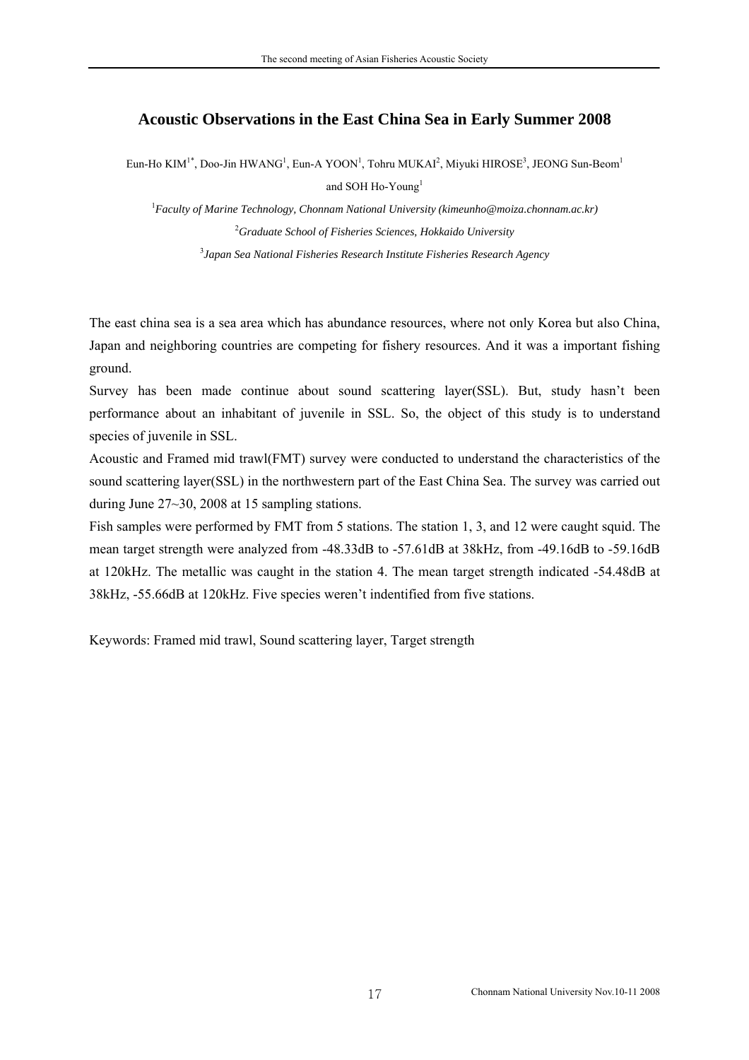# Acoustic Observations in the East China Sea in Early Summer 2008

Eun-Ho KIM[1*], Doo-Jin HWANG[1], Eun-A YOON[1], Tohru MUKAI[2], Miyuki HIROSE[3], JEONG Sun-Beom[1] and SOH Ho-Young[1]

[1]*Faculty of Marine Technology, Chonnam National University (kimeunho@moiza.chonnam.ac.kr)*

[2]*Graduate School of Fisheries Sciences, Hokkaido University*

[3]*Japan Sea National Fisheries Research Institute Fisheries Research Agency*

The east china sea is a sea area which has abundance resources, where not only Korea but also China, Japan and neighboring countries are competing for fishery resources. And it was a important fishing ground.

Survey has been made continue about sound scattering layer(SSL). But, study hasn't been performance about an inhabitant of juvenile in SSL. So, the object of this study is to understand species of juvenile in SSL.

Acoustic and Framed mid trawl(FMT) survey were conducted to understand the characteristics of the sound scattering layer(SSL) in the northwestern part of the East China Sea. The survey was carried out during June 27~30, 2008 at 15 sampling stations.

Fish samples were performed by FMT from 5 stations. The station 1, 3, and 12 were caught squid. The mean target strength were analyzed from -48.33dB to -57.61dB at 38kHz, from -49.16dB to -59.16dB at 120kHz. The metallic was caught in the station 4. The mean target strength indicated -54.48dB at 38kHz, -55.66dB at 120kHz. Five species weren't indentified from five stations.

Keywords: Framed mid trawl, Sound scattering layer, Target strength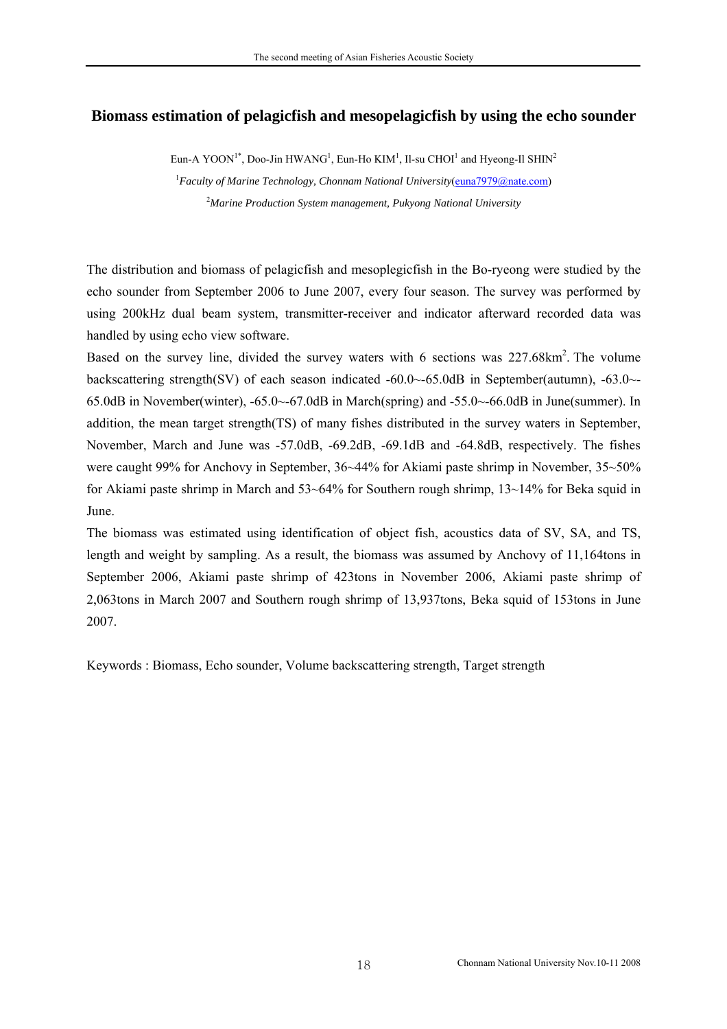## Biomass estimation of pelagicfish and mesopelagicfish by using the echo sounder

Eun-A YOON[1*], Doo-Jin HWANG[1], Eun-Ho KIM[1], Il-su CHOI[1] and Hyeong-Il SHIN[2]

[1]*Faculty of Marine Technology, Chonnam National University*(euna7979@nate.com)

[2]*Marine Production System management, Pukyong National University*

The distribution and biomass of pelagicfish and mesoplegicfish in the Bo-ryeong were studied by the echo sounder from September 2006 to June 2007, every four season. The survey was performed by using 200kHz dual beam system, transmitter-receiver and indicator afterward recorded data was handled by using echo view software.

Based on the survey line, divided the survey waters with 6 sections was 227.68km$^2$. The volume backscattering strength(SV) of each season indicated -60.0~-65.0dB in September(autumn), -63.0~-65.0dB in November(winter), -65.0~-67.0dB in March(spring) and -55.0~-66.0dB in June(summer). In addition, the mean target strength(TS) of many fishes distributed in the survey waters in September, November, March and June was -57.0dB, -69.2dB, -69.1dB and -64.8dB, respectively. The fishes were caught 99% for Anchovy in September, 36~44% for Akiami paste shrimp in November, 35~50% for Akiami paste shrimp in March and 53~64% for Southern rough shrimp, 13~14% for Beka squid in June.

The biomass was estimated using identification of object fish, acoustics data of SV, SA, and TS, length and weight by sampling. As a result, the biomass was assumed by Anchovy of 11,164tons in September 2006, Akiami paste shrimp of 423tons in November 2006, Akiami paste shrimp of 2,063tons in March 2007 and Southern rough shrimp of 13,937tons, Beka squid of 153tons in June 2007.

Keywords : Biomass, Echo sounder, Volume backscattering strength, Target strength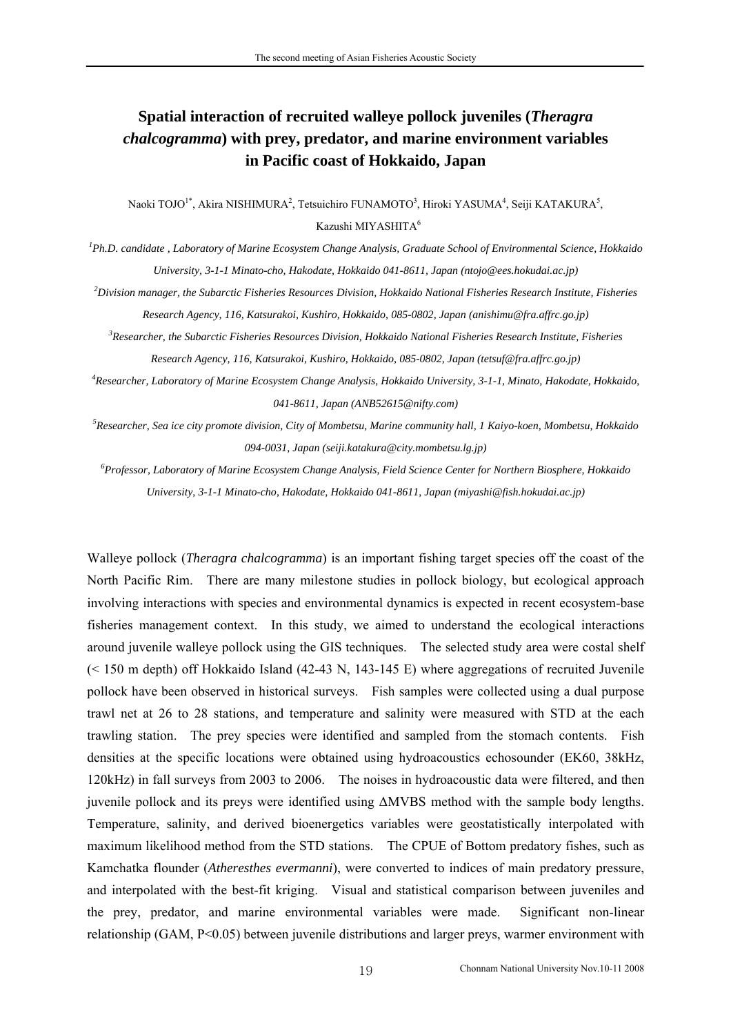# Spatial interaction of recruited walleye pollock juveniles (*Theragra chalcogramma*) with prey, predator, and marine environment variables in Pacific coast of Hokkaido, Japan

Naoki TOJO[1*], Akira NISHIMURA[2], Tetsuichiro FUNAMOTO[3], Hiroki YASUMA[4], Seiji KATAKURA[5], Kazushi MIYASHITA[6]

*[1]Ph.D. candidate , Laboratory of Marine Ecosystem Change Analysis, Graduate School of Environmental Science, Hokkaido University, 3-1-1 Minato-cho, Hakodate, Hokkaido 041-8611, Japan (ntojo@ees.hokudai.ac.jp)*

*[2]Division manager, the Subarctic Fisheries Resources Division, Hokkaido National Fisheries Research Institute, Fisheries Research Agency, 116, Katsurakoi, Kushiro, Hokkaido, 085-0802, Japan (anishimu@fra.affrc.go.jp)*

*[3]Researcher, the Subarctic Fisheries Resources Division, Hokkaido National Fisheries Research Institute, Fisheries Research Agency, 116, Katsurakoi, Kushiro, Hokkaido, 085-0802, Japan (tetsuf@fra.affrc.go.jp)*

*[4]Researcher, Laboratory of Marine Ecosystem Change Analysis, Hokkaido University, 3-1-1, Minato, Hakodate, Hokkaido, 041-8611, Japan (ANB52615@nifty.com)*

*[5]Researcher, Sea ice city promote division, City of Mombetsu, Marine community hall, 1 Kaiyo-koen, Mombetsu, Hokkaido 094-0031, Japan (seiji.katakura@city.mombetsu.lg.jp)*

*[6]Professor, Laboratory of Marine Ecosystem Change Analysis, Field Science Center for Northern Biosphere, Hokkaido University, 3-1-1 Minato-cho, Hakodate, Hokkaido 041-8611, Japan (miyashi@fish.hokudai.ac.jp)*

Walleye pollock (*Theragra chalcogramma*) is an important fishing target species off the coast of the North Pacific Rim. There are many milestone studies in pollock biology, but ecological approach involving interactions with species and environmental dynamics is expected in recent ecosystem-base fisheries management context. In this study, we aimed to understand the ecological interactions around juvenile walleye pollock using the GIS techniques. The selected study area were costal shelf (< 150 m depth) off Hokkaido Island (42-43 N, 143-145 E) where aggregations of recruited Juvenile pollock have been observed in historical surveys. Fish samples were collected using a dual purpose trawl net at 26 to 28 stations, and temperature and salinity were measured with STD at the each trawling station. The prey species were identified and sampled from the stomach contents. Fish densities at the specific locations were obtained using hydroacoustics echosounder (EK60, 38kHz, 120kHz) in fall surveys from 2003 to 2006. The noises in hydroacoustic data were filtered, and then juvenile pollock and its preys were identified using ΔMVBS method with the sample body lengths. Temperature, salinity, and derived bioenergetics variables were geostatistically interpolated with maximum likelihood method from the STD stations. The CPUE of Bottom predatory fishes, such as Kamchatka flounder (*Atheresthes evermanni*), were converted to indices of main predatory pressure, and interpolated with the best-fit kriging. Visual and statistical comparison between juveniles and the prey, predator, and marine environmental variables were made. Significant non-linear relationship (GAM, $P<0.05$) between juvenile distributions and larger preys, warmer environment with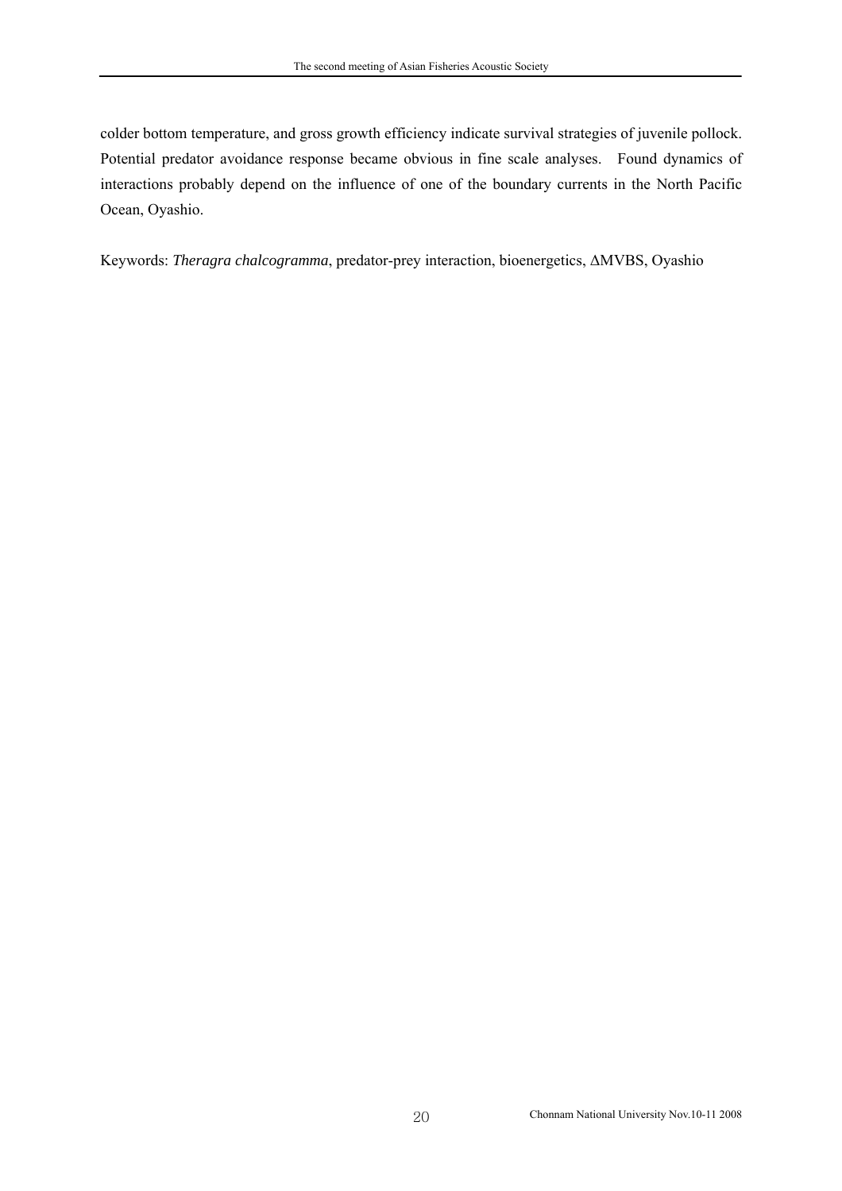colder bottom temperature, and gross growth efficiency indicate survival strategies of juvenile pollock. Potential predator avoidance response became obvious in fine scale analyses. Found dynamics of interactions probably depend on the influence of one of the boundary currents in the North Pacific Ocean, Oyashio.

Keywords: *Theragra chalcogramma*, predator-prey interaction, bioenergetics, ΔMVBS, Oyashio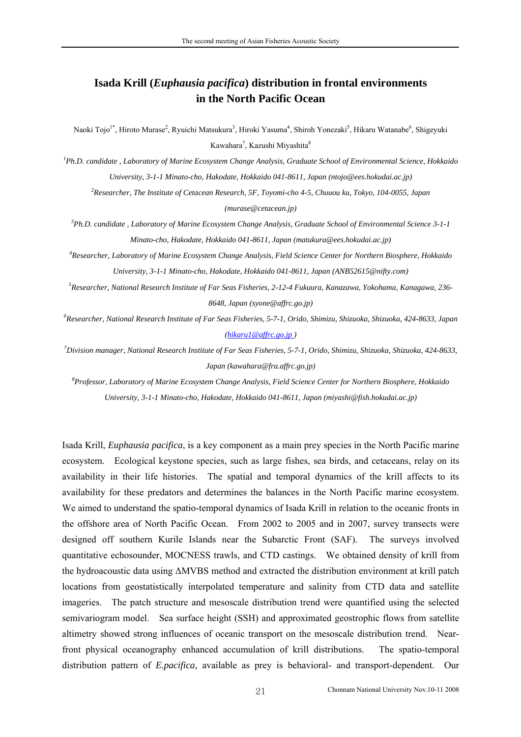# Isada Krill (*Euphausia pacifica*) distribution in frontal environments in the North Pacific Ocean

Naoki Tojo[1*], Hiroto Murase[2], Ryuichi Matsukura[3], Hiroki Yasuma[4], Shiroh Yonezaki[5], Hikaru Watanabe[6], Shigeyuki Kawahara[7], Kazushi Miyashita[8]

*[1]Ph.D. candidate , Laboratory of Marine Ecosystem Change Analysis, Graduate School of Environmental Science, Hokkaido University, 3-1-1 Minato-cho, Hakodate, Hokkaido 041-8611, Japan (ntojo@ees.hokudai.ac.jp)*

*[2]Researcher, The Institute of Cetacean Research, 5F, Toyomi-cho 4-5, Chuuou ku, Tokyo, 104-0055, Japan (murase@cetacean.jp)*

*[3]Ph.D. candidate , Laboratory of Marine Ecosystem Change Analysis, Graduate School of Environmental Science 3-1-1 Minato-cho, Hakodate, Hokkaido 041-8611, Japan (matukura@ees.hokudai.ac.jp)*

*[4]Researcher, Laboratory of Marine Ecosystem Change Analysis, Field Science Center for Northern Biosphere, Hokkaido University, 3-1-1 Minato-cho, Hakodate, Hokkaido 041-8611, Japan (ANB52615@nifty.com)*

*[5]Researcher, National Research Institute of Far Seas Fisheries, 2-12-4 Fukuura, Kanazawa, Yokohama, Kanagawa, 236-8648, Japan (syone@affrc.go.jp)*

*[6]Researcher, National Research Institute of Far Seas Fisheries, 5-7-1, Orido, Shimizu, Shizuoka, Shizuoka, 424-8633, Japan (hikaru1@affrc.go.jp )*

*[7]Division manager, National Research Institute of Far Seas Fisheries, 5-7-1, Orido, Shimizu, Shizuoka, Shizuoka, 424-8633, Japan (kawahara@fra.affrc.go.jp)*

*[8]Professor, Laboratory of Marine Ecosystem Change Analysis, Field Science Center for Northern Biosphere, Hokkaido University, 3-1-1 Minato-cho, Hakodate, Hokkaido 041-8611, Japan (miyashi@fish.hokudai.ac.jp)*

Isada Krill, *Euphausia pacifica*, is a key component as a main prey species in the North Pacific marine ecosystem. Ecological keystone species, such as large fishes, sea birds, and cetaceans, relay on its availability in their life histories. The spatial and temporal dynamics of the krill affects to its availability for these predators and determines the balances in the North Pacific marine ecosystem. We aimed to understand the spatio-temporal dynamics of Isada Krill in relation to the oceanic fronts in the offshore area of North Pacific Ocean. From 2002 to 2005 and in 2007, survey transects were designed off southern Kurile Islands near the Subarctic Front (SAF). The surveys involved quantitative echosounder, MOCNESS trawls, and CTD castings. We obtained density of krill from the hydroacoustic data using ΔMVBS method and extracted the distribution environment at krill patch locations from geostatistically interpolated temperature and salinity from CTD data and satellite imageries. The patch structure and mesoscale distribution trend were quantified using the selected semivariogram model. Sea surface height (SSH) and approximated geostrophic flows from satellite altimetry showed strong influences of oceanic transport on the mesoscale distribution trend. Near-front physical oceanography enhanced accumulation of krill distributions. The spatio-temporal distribution pattern of *E.pacifica,* available as prey is behavioral- and transport-dependent. Our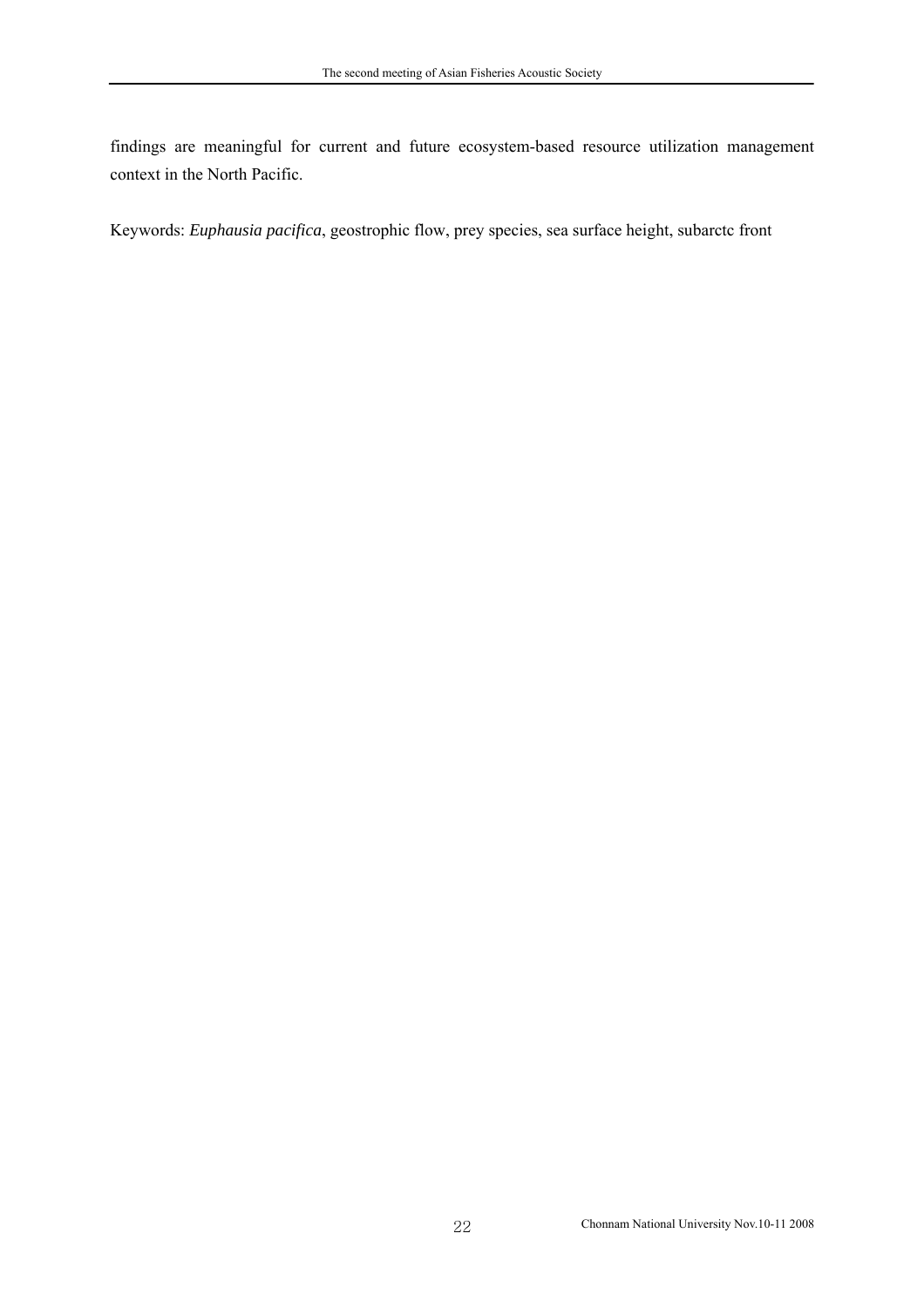findings are meaningful for current and future ecosystem-based resource utilization management context in the North Pacific.

Keywords: *Euphausia pacifica*, geostrophic flow, prey species, sea surface height, subarctc front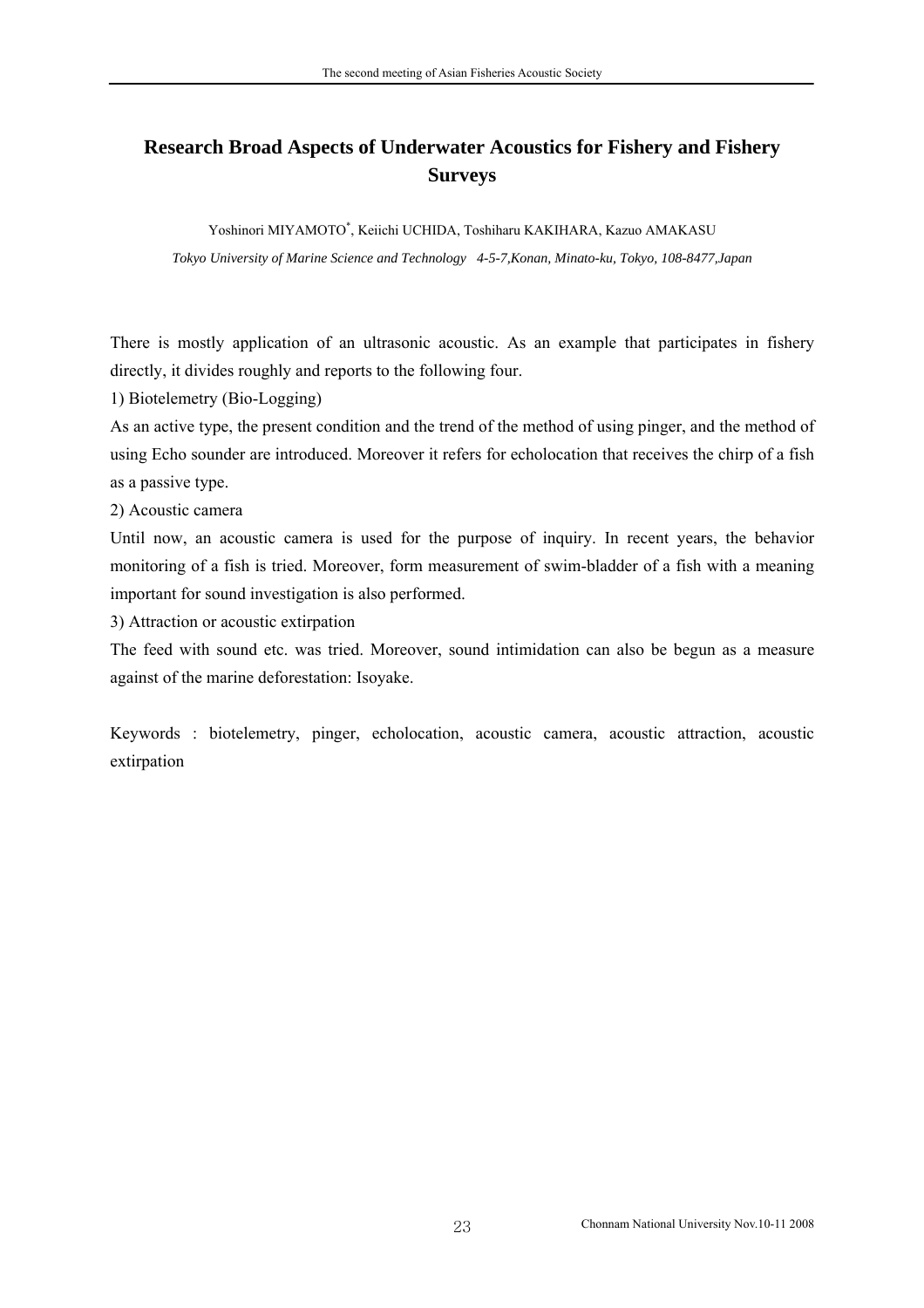# Research Broad Aspects of Underwater Acoustics for Fishery and Fishery Surveys

Yoshinori MIYAMOTO*, Keiichi UCHIDA, Toshiharu KAKIHARA, Kazuo AMAKASU

*Tokyo University of Marine Science and Technology 4-5-7,Konan, Minato-ku, Tokyo, 108-8477,Japan*

There is mostly application of an ultrasonic acoustic. As an example that participates in fishery directly, it divides roughly and reports to the following four.

1) Biotelemetry (Bio-Logging)

As an active type, the present condition and the trend of the method of using pinger, and the method of using Echo sounder are introduced. Moreover it refers for echolocation that receives the chirp of a fish as a passive type.

2) Acoustic camera

Until now, an acoustic camera is used for the purpose of inquiry. In recent years, the behavior monitoring of a fish is tried. Moreover, form measurement of swim-bladder of a fish with a meaning important for sound investigation is also performed.

3) Attraction or acoustic extirpation

The feed with sound etc. was tried. Moreover, sound intimidation can also be begun as a measure against of the marine deforestation: Isoyake.

Keywords : biotelemetry, pinger, echolocation, acoustic camera, acoustic attraction, acoustic extirpation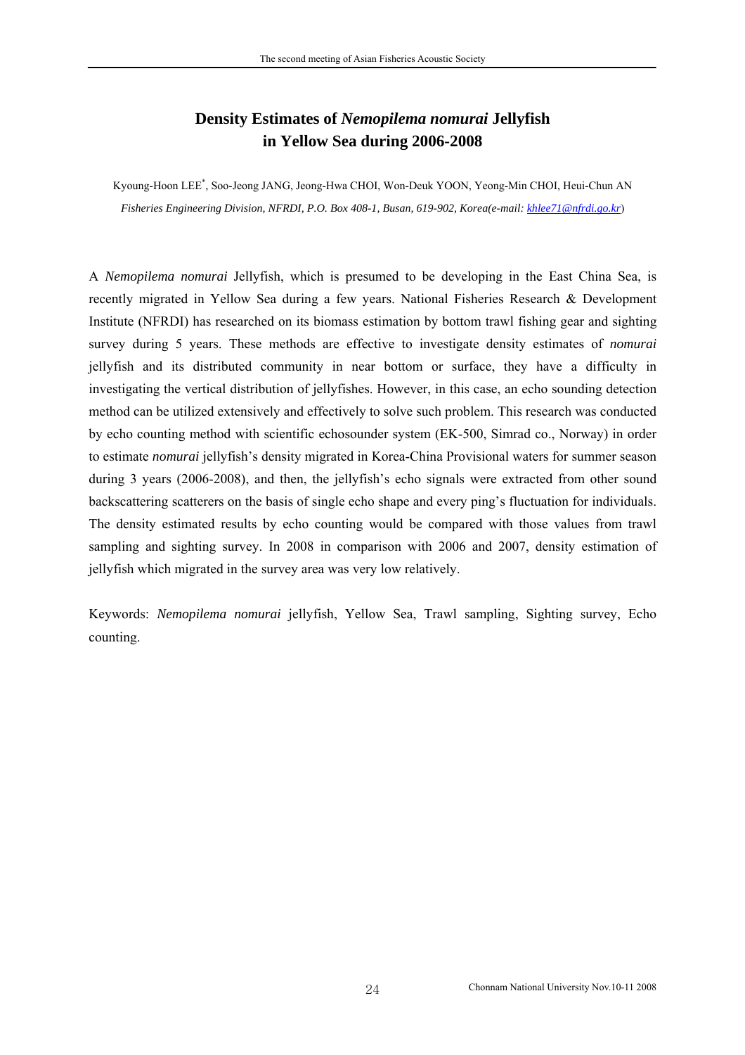# Density Estimates of *Nemopilema nomurai* Jellyfish in Yellow Sea during 2006-2008

Kyoung-Hoon LEE*, Soo-Jeong JANG, Jeong-Hwa CHOI, Won-Deuk YOON, Yeong-Min CHOI, Heui-Chun AN

*Fisheries Engineering Division, NFRDI, P.O. Box 408-1, Busan, 619-902, Korea(e-mail: khlee71@nfrdi.go.kr)*

A *Nemopilema nomurai* Jellyfish, which is presumed to be developing in the East China Sea, is recently migrated in Yellow Sea during a few years. National Fisheries Research & Development Institute (NFRDI) has researched on its biomass estimation by bottom trawl fishing gear and sighting survey during 5 years. These methods are effective to investigate density estimates of *nomurai* jellyfish and its distributed community in near bottom or surface, they have a difficulty in investigating the vertical distribution of jellyfishes. However, in this case, an echo sounding detection method can be utilized extensively and effectively to solve such problem. This research was conducted by echo counting method with scientific echosounder system (EK-500, Simrad co., Norway) in order to estimate *nomurai* jellyfish's density migrated in Korea-China Provisional waters for summer season during 3 years (2006-2008), and then, the jellyfish's echo signals were extracted from other sound backscattering scatterers on the basis of single echo shape and every ping's fluctuation for individuals. The density estimated results by echo counting would be compared with those values from trawl sampling and sighting survey. In 2008 in comparison with 2006 and 2007, density estimation of jellyfish which migrated in the survey area was very low relatively.

Keywords: *Nemopilema nomurai* jellyfish, Yellow Sea, Trawl sampling, Sighting survey, Echo counting.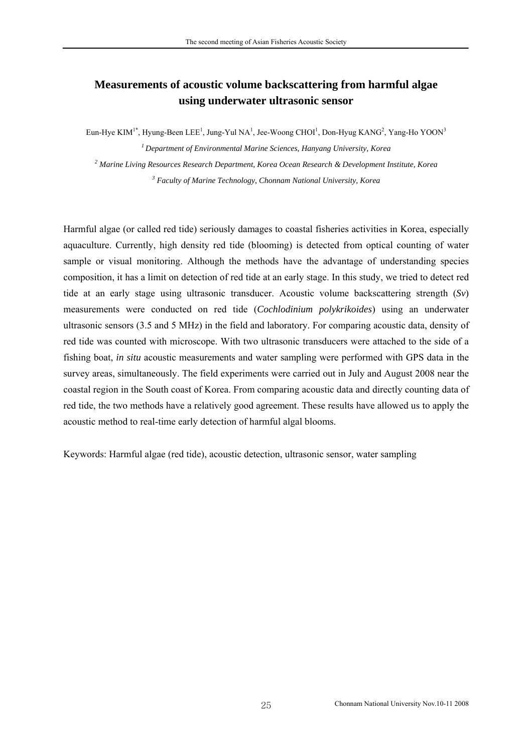# Measurements of acoustic volume backscattering from harmful algae using underwater ultrasonic sensor

Eun-Hye KIM[1*], Hyung-Been LEE[1], Jung-Yul NA[1], Jee-Woong CHOI[1], Don-Hyug KANG[2], Yang-Ho YOON[3]

*[1] Department of Environmental Marine Sciences, Hanyang University, Korea*

*[2] Marine Living Resources Research Department, Korea Ocean Research & Development Institute, Korea*

*[3] Faculty of Marine Technology, Chonnam National University, Korea*

Harmful algae (or called red tide) seriously damages to coastal fisheries activities in Korea, especially aquaculture. Currently, high density red tide (blooming) is detected from optical counting of water sample or visual monitoring. Although the methods have the advantage of understanding species composition, it has a limit on detection of red tide at an early stage. In this study, we tried to detect red tide at an early stage using ultrasonic transducer. Acoustic volume backscattering strength (*Sv*) measurements were conducted on red tide (*Cochlodinium polykrikoides*) using an underwater ultrasonic sensors (3.5 and 5 MHz) in the field and laboratory. For comparing acoustic data, density of red tide was counted with microscope. With two ultrasonic transducers were attached to the side of a fishing boat, *in situ* acoustic measurements and water sampling were performed with GPS data in the survey areas, simultaneously. The field experiments were carried out in July and August 2008 near the coastal region in the South coast of Korea. From comparing acoustic data and directly counting data of red tide, the two methods have a relatively good agreement. These results have allowed us to apply the acoustic method to real-time early detection of harmful algal blooms.

Keywords: Harmful algae (red tide), acoustic detection, ultrasonic sensor, water sampling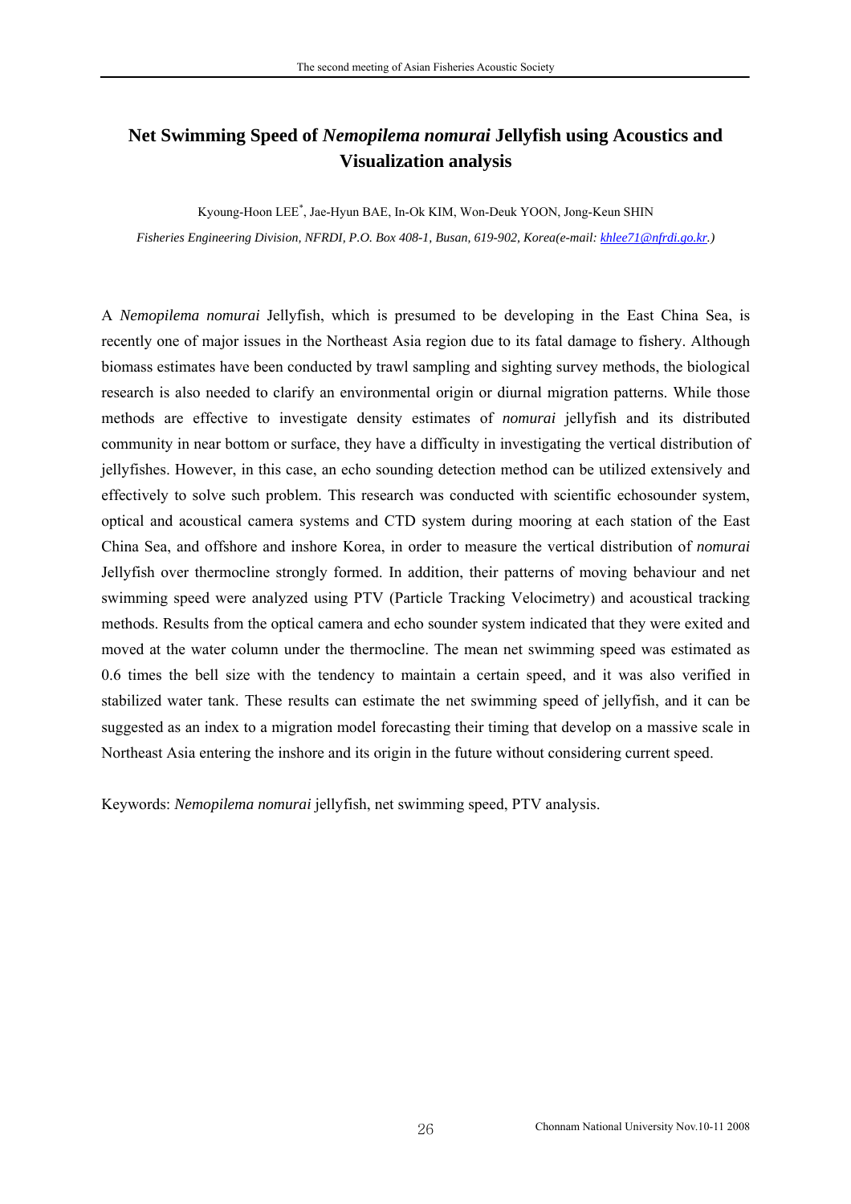# Net Swimming Speed of *Nemopilema nomurai* Jellyfish using Acoustics and Visualization analysis

Kyoung-Hoon LEE[*], Jae-Hyun BAE, In-Ok KIM, Won-Deuk YOON, Jong-Keun SHIN

*Fisheries Engineering Division, NFRDI, P.O. Box 408-1, Busan, 619-902, Korea(e-mail: khlee71@nfrdi.go.kr.)*

A *Nemopilema nomurai* Jellyfish, which is presumed to be developing in the East China Sea, is recently one of major issues in the Northeast Asia region due to its fatal damage to fishery. Although biomass estimates have been conducted by trawl sampling and sighting survey methods, the biological research is also needed to clarify an environmental origin or diurnal migration patterns. While those methods are effective to investigate density estimates of *nomurai* jellyfish and its distributed community in near bottom or surface, they have a difficulty in investigating the vertical distribution of jellyfishes. However, in this case, an echo sounding detection method can be utilized extensively and effectively to solve such problem. This research was conducted with scientific echosounder system, optical and acoustical camera systems and CTD system during mooring at each station of the East China Sea, and offshore and inshore Korea, in order to measure the vertical distribution of *nomurai* Jellyfish over thermocline strongly formed. In addition, their patterns of moving behaviour and net swimming speed were analyzed using PTV (Particle Tracking Velocimetry) and acoustical tracking methods. Results from the optical camera and echo sounder system indicated that they were exited and moved at the water column under the thermocline. The mean net swimming speed was estimated as 0.6 times the bell size with the tendency to maintain a certain speed, and it was also verified in stabilized water tank. These results can estimate the net swimming speed of jellyfish, and it can be suggested as an index to a migration model forecasting their timing that develop on a massive scale in Northeast Asia entering the inshore and its origin in the future without considering current speed.

Keywords: *Nemopilema nomurai* jellyfish, net swimming speed, PTV analysis.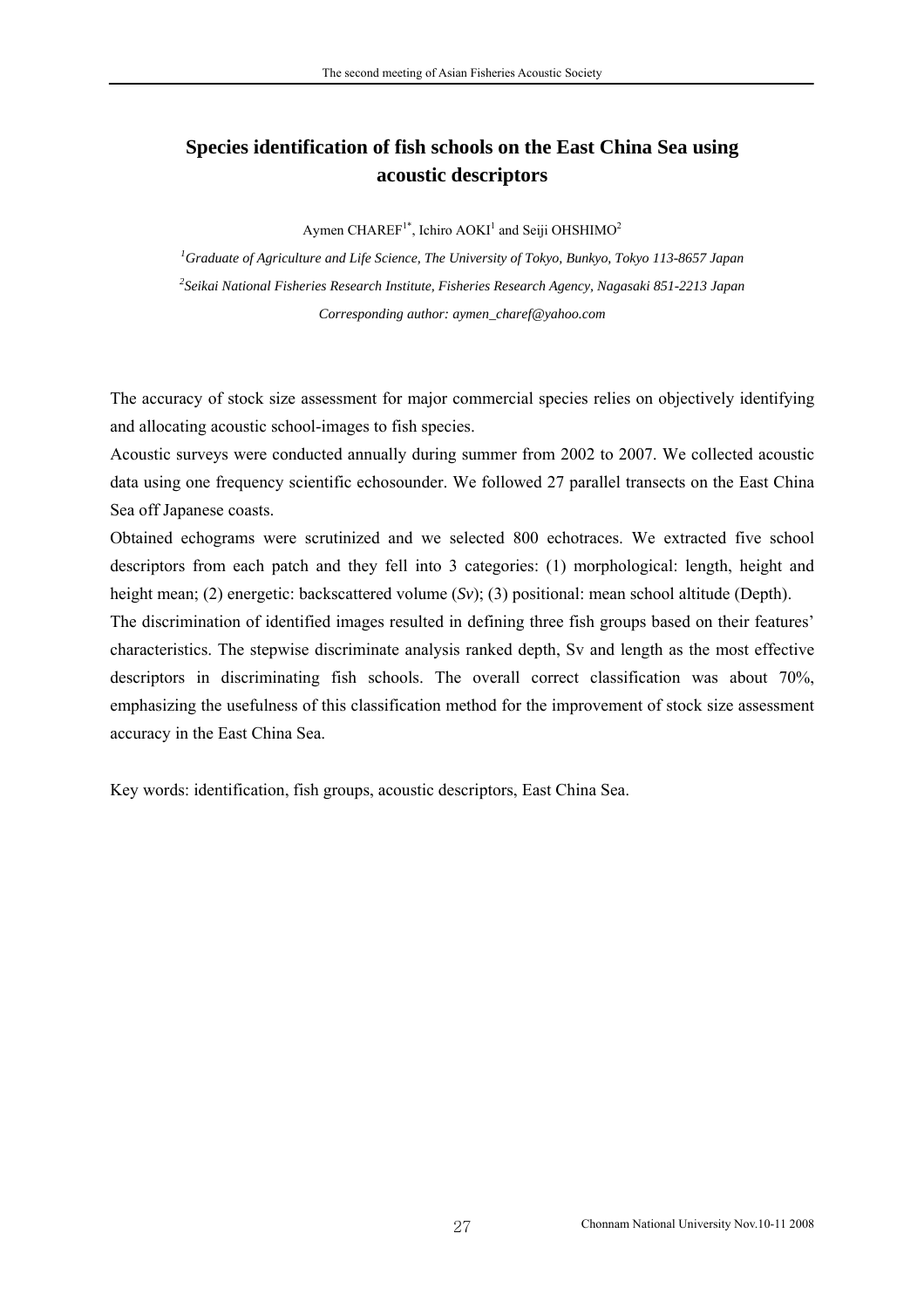# Species identification of fish schools on the East China Sea using acoustic descriptors

Aymen CHAREF[1*], Ichiro AOKI[1] and Seiji OHSHIMO[2]

[1]*Graduate of Agriculture and Life Science, The University of Tokyo, Bunkyo, Tokyo 113-8657 Japan*

[2]*Seikai National Fisheries Research Institute, Fisheries Research Agency, Nagasaki 851-2213 Japan*

*Corresponding author: aymen_charef@yahoo.com*

The accuracy of stock size assessment for major commercial species relies on objectively identifying and allocating acoustic school-images to fish species.

Acoustic surveys were conducted annually during summer from 2002 to 2007. We collected acoustic data using one frequency scientific echosounder. We followed 27 parallel transects on the East China Sea off Japanese coasts.

Obtained echograms were scrutinized and we selected 800 echotraces. We extracted five school descriptors from each patch and they fell into 3 categories: (1) morphological: length, height and height mean; (2) energetic: backscattered volume (*Sv*); (3) positional: mean school altitude (Depth).

The discrimination of identified images resulted in defining three fish groups based on their features' characteristics. The stepwise discriminate analysis ranked depth, Sv and length as the most effective descriptors in discriminating fish schools. The overall correct classification was about 70%, emphasizing the usefulness of this classification method for the improvement of stock size assessment accuracy in the East China Sea.

Key words: identification, fish groups, acoustic descriptors, East China Sea.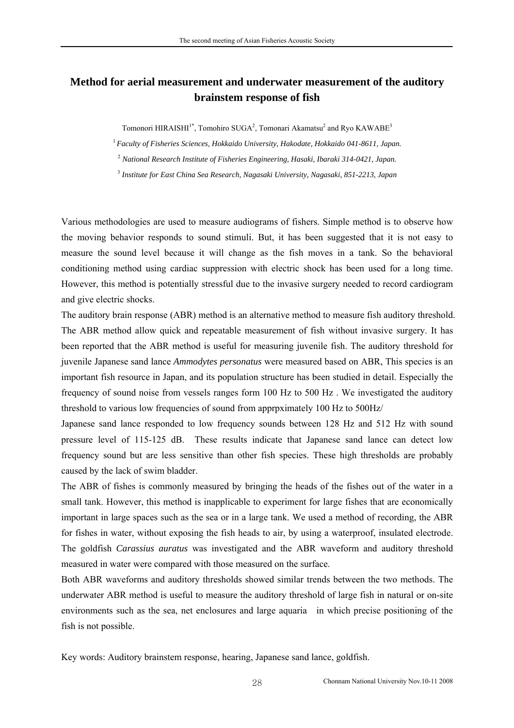# Method for aerial measurement and underwater measurement of the auditory brainstem response of fish

Tomonori HIRAISHI[1*], Tomohiro SUGA[2], Tomonari Akamatsu[2] and Ryo KAWABE[3]

[1] *Faculty of Fisheries Sciences, Hokkaido University, Hakodate, Hokkaido 041-8611, Japan.*

[2] *National Research Institute of Fisheries Engineering, Hasaki, Ibaraki 314-0421, Japan.*

[3] *Institute for East China Sea Research, Nagasaki University, Nagasaki, 851-2213, Japan*

Various methodologies are used to measure audiograms of fishers. Simple method is to observe how the moving behavior responds to sound stimuli. But, it has been suggested that it is not easy to measure the sound level because it will change as the fish moves in a tank. So the behavioral conditioning method using cardiac suppression with electric shock has been used for a long time. However, this method is potentially stressful due to the invasive surgery needed to record cardiogram and give electric shocks.

The auditory brain response (ABR) method is an alternative method to measure fish auditory threshold. The ABR method allow quick and repeatable measurement of fish without invasive surgery. It has been reported that the ABR method is useful for measuring juvenile fish. The auditory threshold for juvenile Japanese sand lance *Ammodytes personatus* were measured based on ABR, This species is an important fish resource in Japan, and its population structure has been studied in detail. Especially the frequency of sound noise from vessels ranges form 100 Hz to 500 Hz . We investigated the auditory threshold to various low frequencies of sound from apprpximately 100 Hz to 500Hz/

Japanese sand lance responded to low frequency sounds between 128 Hz and 512 Hz with sound pressure level of 115-125 dB. These results indicate that Japanese sand lance can detect low frequency sound but are less sensitive than other fish species. These high thresholds are probably caused by the lack of swim bladder.

The ABR of fishes is commonly measured by bringing the heads of the fishes out of the water in a small tank. However, this method is inapplicable to experiment for large fishes that are economically important in large spaces such as the sea or in a large tank. We used a method of recording, the ABR for fishes in water, without exposing the fish heads to air, by using a waterproof, insulated electrode. The goldfish *Carassius auratus* was investigated and the ABR waveform and auditory threshold measured in water were compared with those measured on the surface.

Both ABR waveforms and auditory thresholds showed similar trends between the two methods. The underwater ABR method is useful to measure the auditory threshold of large fish in natural or on-site environments such as the sea, net enclosures and large aquaria in which precise positioning of the fish is not possible.

Key words: Auditory brainstem response, hearing, Japanese sand lance, goldfish.